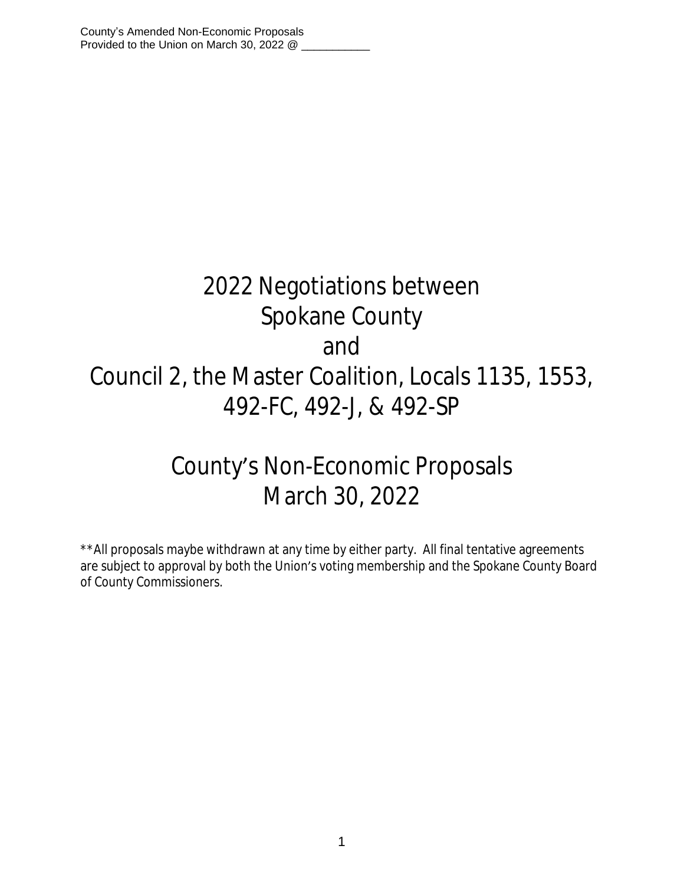County's Amended Non-Economic Proposals
Provided to the Union on March 30, 2022 @ ___________

# 2022 Negotiations between Spokane County and Council 2, the Master Coalition, Locals 1135, 1553, 492-FC, 492-J, & 492-SP

# County's Non-Economic Proposals March 30, 2022

**All proposals maybe withdrawn at any time by either party. All final tentative agreements are subject to approval by both the Union's voting membership and the Spokane County Board of County Commissioners.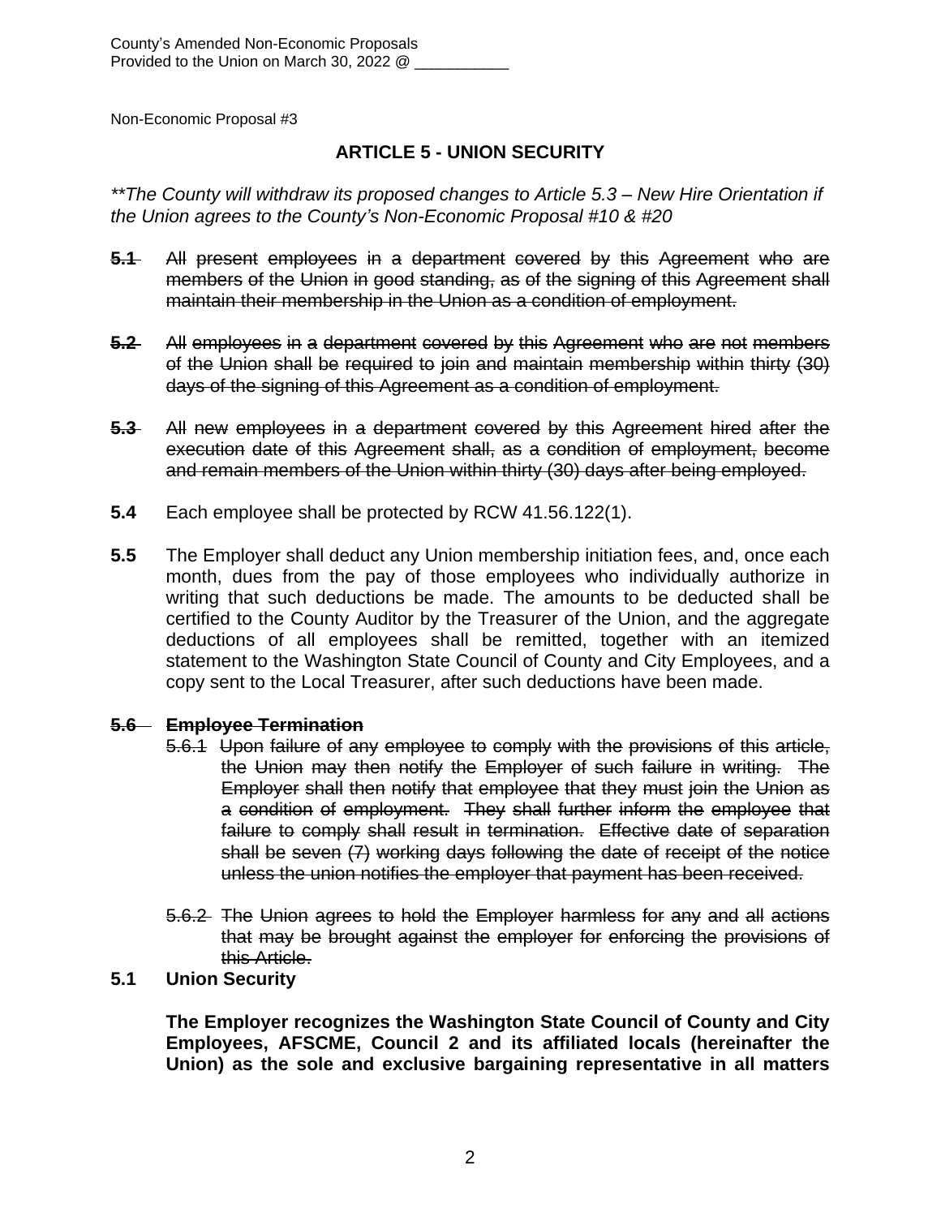County's Amended Non-Economic Proposals
Provided to the Union on March 30, 2022 @ ___________

Non-Economic Proposal #3

## ARTICLE 5 - UNION SECURITY

*\*\*The County will withdraw its proposed changes to Article 5.3 – New Hire Orientation if the Union agrees to the County's Non-Economic Proposal #10 & #20*

~~**5.1** All present employees in a department covered by this Agreement who are members of the Union in good standing, as of the signing of this Agreement shall maintain their membership in the Union as a condition of employment.~~

~~**5.2** All employees in a department covered by this Agreement who are not members of the Union shall be required to join and maintain membership within thirty (30) days of the signing of this Agreement as a condition of employment.~~

~~**5.3** All new employees in a department covered by this Agreement hired after the execution date of this Agreement shall, as a condition of employment, become and remain members of the Union within thirty (30) days after being employed.~~

**5.4** Each employee shall be protected by RCW 41.56.122(1).

**5.5** The Employer shall deduct any Union membership initiation fees, and, once each month, dues from the pay of those employees who individually authorize in writing that such deductions be made. The amounts to be deducted shall be certified to the County Auditor by the Treasurer of the Union, and the aggregate deductions of all employees shall be remitted, together with an itemized statement to the Washington State Council of County and City Employees, and a copy sent to the Local Treasurer, after such deductions have been made.

~~**5.6 Employee Termination**~~

~~5.6.1 Upon failure of any employee to comply with the provisions of this article, the Union may then notify the Employer of such failure in writing. The Employer shall then notify that employee that they must join the Union as a condition of employment. They shall further inform the employee that failure to comply shall result in termination. Effective date of separation shall be seven (7) working days following the date of receipt of the notice unless the union notifies the employer that payment has been received.~~

~~5.6.2 The Union agrees to hold the Employer harmless for any and all actions that may be brought against the employer for enforcing the provisions of this Article.~~

**5.1 Union Security**

**The Employer recognizes the Washington State Council of County and City Employees, AFSCME, Council 2 and its affiliated locals (hereinafter the Union) as the sole and exclusive bargaining representative in all matters**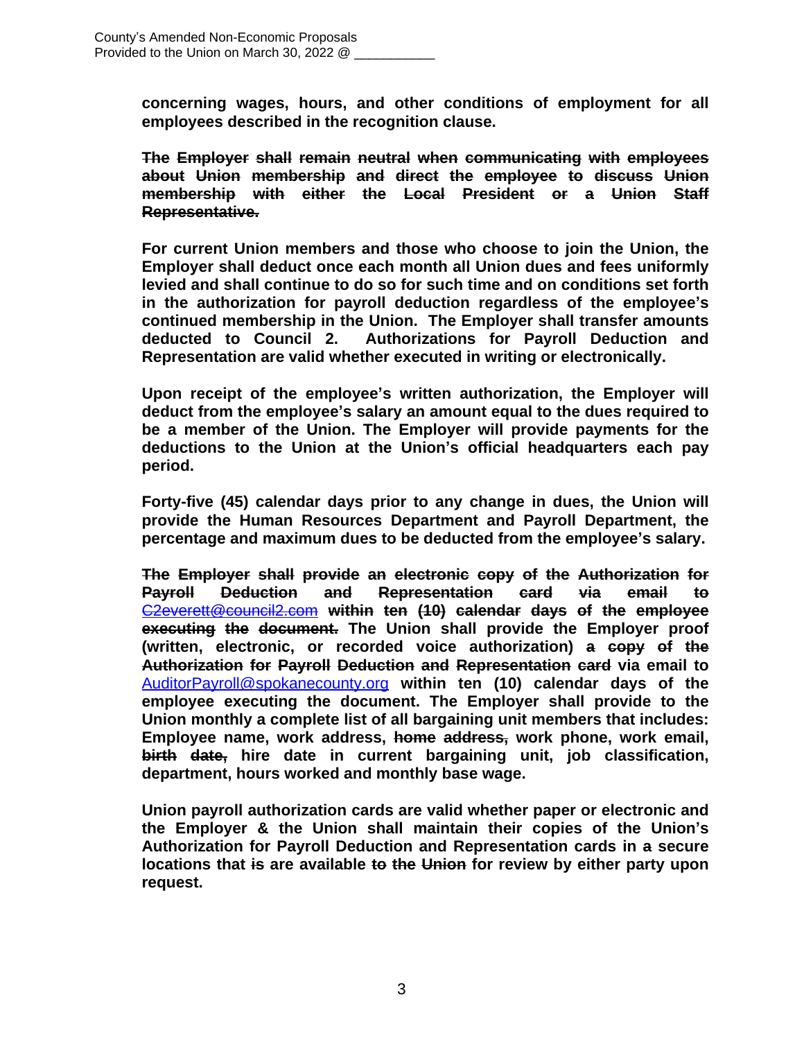**concerning wages, hours, and other conditions of employment for all employees described in the recognition clause.**

~~**The Employer shall remain neutral when communicating with employees about Union membership and direct the employee to discuss Union membership with either the Local President or a Union Staff Representative.**~~

**For current Union members and those who choose to join the Union, the Employer shall deduct once each month all Union dues and fees uniformly levied and shall continue to do so for such time and on conditions set forth in the authorization for payroll deduction regardless of the employee's continued membership in the Union. The Employer shall transfer amounts deducted to Council 2. Authorizations for Payroll Deduction and Representation are valid whether executed in writing or electronically.**

**Upon receipt of the employee's written authorization, the Employer will deduct from the employee's salary an amount equal to the dues required to be a member of the Union. The Employer will provide payments for the deductions to the Union at the Union's official headquarters each pay period.**

**Forty-five (45) calendar days prior to any change in dues, the Union will provide the Human Resources Department and Payroll Department, the percentage and maximum dues to be deducted from the employee's salary.**

~~**The Employer shall provide an electronic copy of the Authorization for Payroll Deduction and Representation card via email to**~~ ~~C2everett@council2.com~~ ~~**within ten (10) calendar days of the employee executing the document.**~~ **The Union shall provide the Employer proof (written, electronic, or recorded voice authorization)** ~~**a copy of the Authorization for Payroll Deduction and Representation card**~~ **via email to** AuditorPayroll@spokanecounty.org **within ten (10) calendar days of the employee executing the document. The Employer shall provide to the Union monthly a complete list of all bargaining unit members that includes: Employee name, work address,** ~~**home address,**~~ **work phone, work email,** ~~**birth date,**~~ **hire date in current bargaining unit, job classification, department, hours worked and monthly base wage.**

**Union payroll authorization cards are valid whether paper or electronic and the Employer & the Union shall maintain their copies of the Union's Authorization for Payroll Deduction and Representation cards in a secure locations that** ~~**is**~~ **are available** ~~**to the Union**~~ **for review by either party upon request.**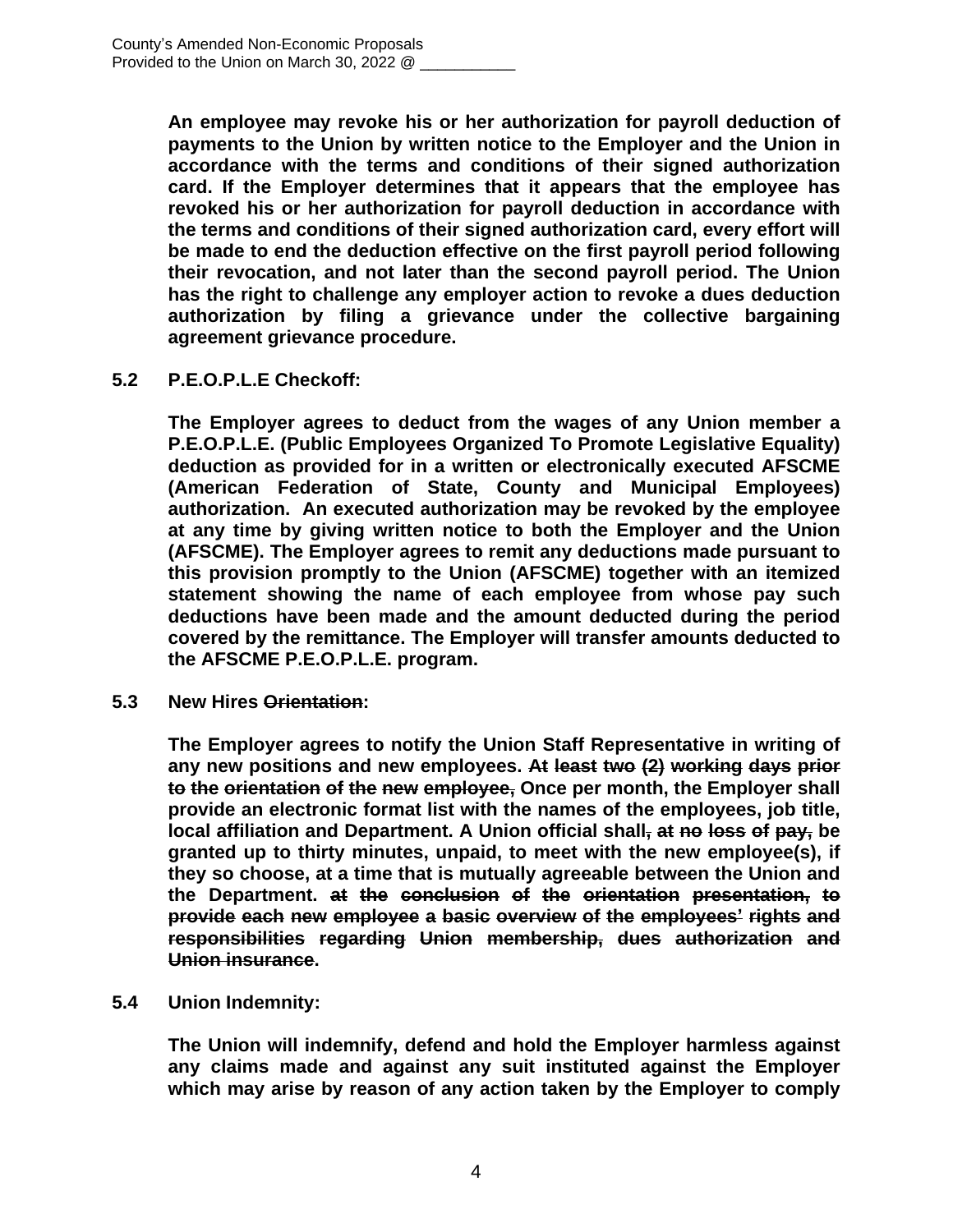**An employee may revoke his or her authorization for payroll deduction of payments to the Union by written notice to the Employer and the Union in accordance with the terms and conditions of their signed authorization card. If the Employer determines that it appears that the employee has revoked his or her authorization for payroll deduction in accordance with the terms and conditions of their signed authorization card, every effort will be made to end the deduction effective on the first payroll period following their revocation, and not later than the second payroll period. The Union has the right to challenge any employer action to revoke a dues deduction authorization by filing a grievance under the collective bargaining agreement grievance procedure.**

**5.2 P.E.O.P.L.E Checkoff:**

**The Employer agrees to deduct from the wages of any Union member a P.E.O.P.L.E. (Public Employees Organized To Promote Legislative Equality) deduction as provided for in a written or electronically executed AFSCME (American Federation of State, County and Municipal Employees) authorization. An executed authorization may be revoked by the employee at any time by giving written notice to both the Employer and the Union (AFSCME). The Employer agrees to remit any deductions made pursuant to this provision promptly to the Union (AFSCME) together with an itemized statement showing the name of each employee from whose pay such deductions have been made and the amount deducted during the period covered by the remittance. The Employer will transfer amounts deducted to the AFSCME P.E.O.P.L.E. program.**

**5.3 New Hires ~~Orientation~~:**

**The Employer agrees to notify the Union Staff Representative in writing of any new positions and new employees. ~~At least two (2) working days prior to the orientation of the new employee,~~ Once per month, the Employer shall provide an electronic format list with the names of the employees, job title, local affiliation and Department. A Union official shall~~, at no loss of pay,~~ be granted up to thirty minutes, unpaid, to meet with the new employee(s), if they so choose, at a time that is mutually agreeable between the Union and the Department. ~~at the conclusion of the orientation presentation, to provide each new employee a basic overview of the employees' rights and responsibilities regarding Union membership, dues authorization and Union insurance~~.**

**5.4 Union Indemnity:**

**The Union will indemnify, defend and hold the Employer harmless against any claims made and against any suit instituted against the Employer which may arise by reason of any action taken by the Employer to comply**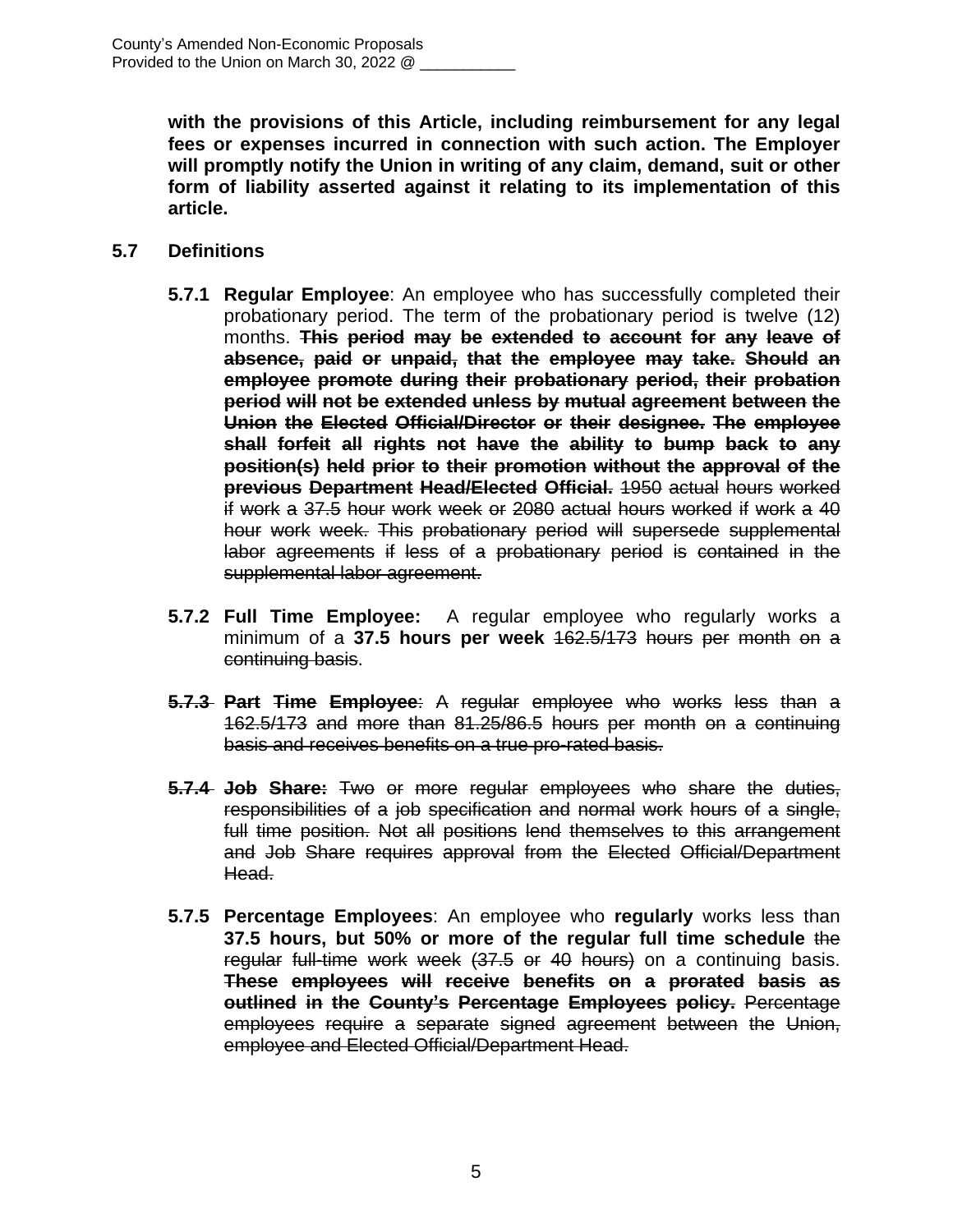**with the provisions of this Article, including reimbursement for any legal fees or expenses incurred in connection with such action. The Employer will promptly notify the Union in writing of any claim, demand, suit or other form of liability asserted against it relating to its implementation of this article.**

**5.7 Definitions**

**5.7.1 Regular Employee**: An employee who has successfully completed their probationary period. The term of the probationary period is twelve (12) months. ~~**This period may be extended to account for any leave of absence, paid or unpaid, that the employee may take. Should an employee promote during their probationary period, their probation period will not be extended unless by mutual agreement between the Union the Elected Official/Director or their designee. The employee shall forfeit all rights not have the ability to bump back to any position(s) held prior to their promotion without the approval of the previous Department Head/Elected Official.**~~ ~~1950 actual hours worked if work a 37.5 hour work week or 2080 actual hours worked if work a 40 hour work week. This probationary period will supersede supplemental labor agreements if less of a probationary period is contained in the supplemental labor agreement.~~

**5.7.2 Full Time Employee:** A regular employee who regularly works a minimum of a **37.5 hours per week** ~~162.5/173 hours per month on a continuing basis~~.

~~**5.7.3 Part Time Employee**: A regular employee who works less than a 162.5/173 and more than 81.25/86.5 hours per month on a continuing basis and receives benefits on a true pro-rated basis.~~

~~**5.7.4 Job Share:** Two or more regular employees who share the duties, responsibilities of a job specification and normal work hours of a single, full time position. Not all positions lend themselves to this arrangement and Job Share requires approval from the Elected Official/Department Head.~~

**5.7.5 Percentage Employees**: An employee who **regularly** works less than **37.5 hours, but 50% or more of the regular full time schedule** ~~the regular full-time work week (37.5 or 40 hours)~~ on a continuing basis. ~~**These employees will receive benefits on a prorated basis as outlined in the County's Percentage Employees policy.**~~ ~~Percentage employees require a separate signed agreement between the Union, employee and Elected Official/Department Head.~~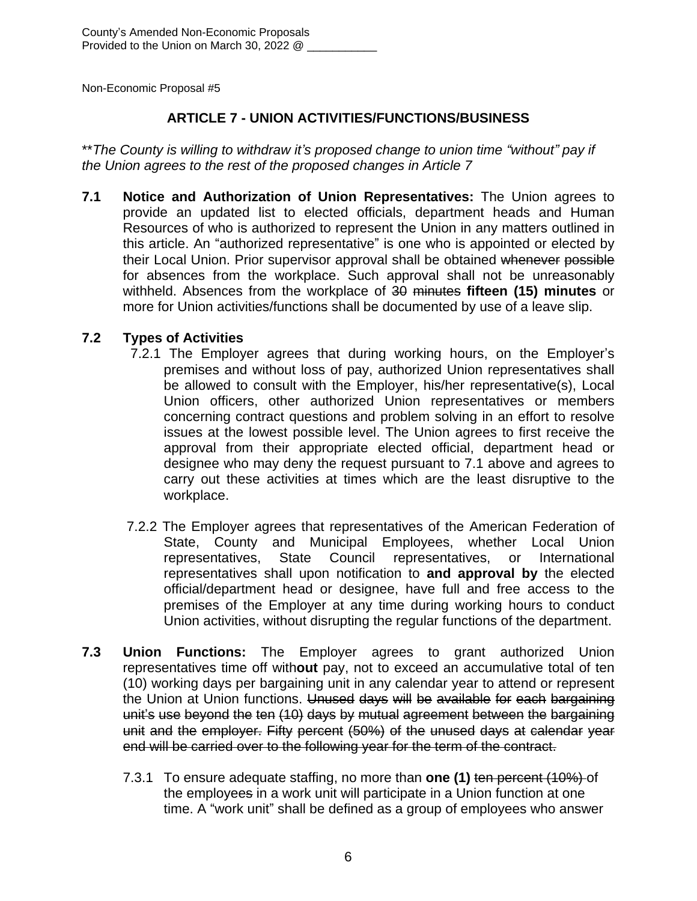County's Amended Non-Economic Proposals
Provided to the Union on March 30, 2022 @ ___________

Non-Economic Proposal #5

## ARTICLE 7 - UNION ACTIVITIES/FUNCTIONS/BUSINESS

\*\**The County is willing to withdraw it's proposed change to union time "without" pay if the Union agrees to the rest of the proposed changes in Article 7*

**7.1 Notice and Authorization of Union Representatives:** The Union agrees to provide an updated list to elected officials, department heads and Human Resources of who is authorized to represent the Union in any matters outlined in this article. An "authorized representative" is one who is appointed or elected by their Local Union. Prior supervisor approval shall be obtained ~~whenever possible~~ for absences from the workplace. Such approval shall not be unreasonably withheld. Absences from the workplace of ~~30 minutes~~ **fifteen (15) minutes** or more for Union activities/functions shall be documented by use of a leave slip.

**7.2 Types of Activities**

7.2.1 The Employer agrees that during working hours, on the Employer's premises and without loss of pay, authorized Union representatives shall be allowed to consult with the Employer, his/her representative(s), Local Union officers, other authorized Union representatives or members concerning contract questions and problem solving in an effort to resolve issues at the lowest possible level. The Union agrees to first receive the approval from their appropriate elected official, department head or designee who may deny the request pursuant to 7.1 above and agrees to carry out these activities at times which are the least disruptive to the workplace.

7.2.2 The Employer agrees that representatives of the American Federation of State, County and Municipal Employees, whether Local Union representatives, State Council representatives, or International representatives shall upon notification to **and approval by** the elected official/department head or designee, have full and free access to the premises of the Employer at any time during working hours to conduct Union activities, without disrupting the regular functions of the department.

**7.3 Union Functions:** The Employer agrees to grant authorized Union representatives time off with**out** pay, not to exceed an accumulative total of ten (10) working days per bargaining unit in any calendar year to attend or represent the Union at Union functions. ~~Unused days will be available for each bargaining unit's use beyond the ten (10) days by mutual agreement between the bargaining unit and the employer. Fifty percent (50%) of the unused days at calendar year end will be carried over to the following year for the term of the contract.~~

7.3.1 To ensure adequate staffing, no more than **one (1)** ~~ten percent (10%)~~ of the employee~~s~~ in a work unit will participate in a Union function at one time. A "work unit" shall be defined as a group of employees who answer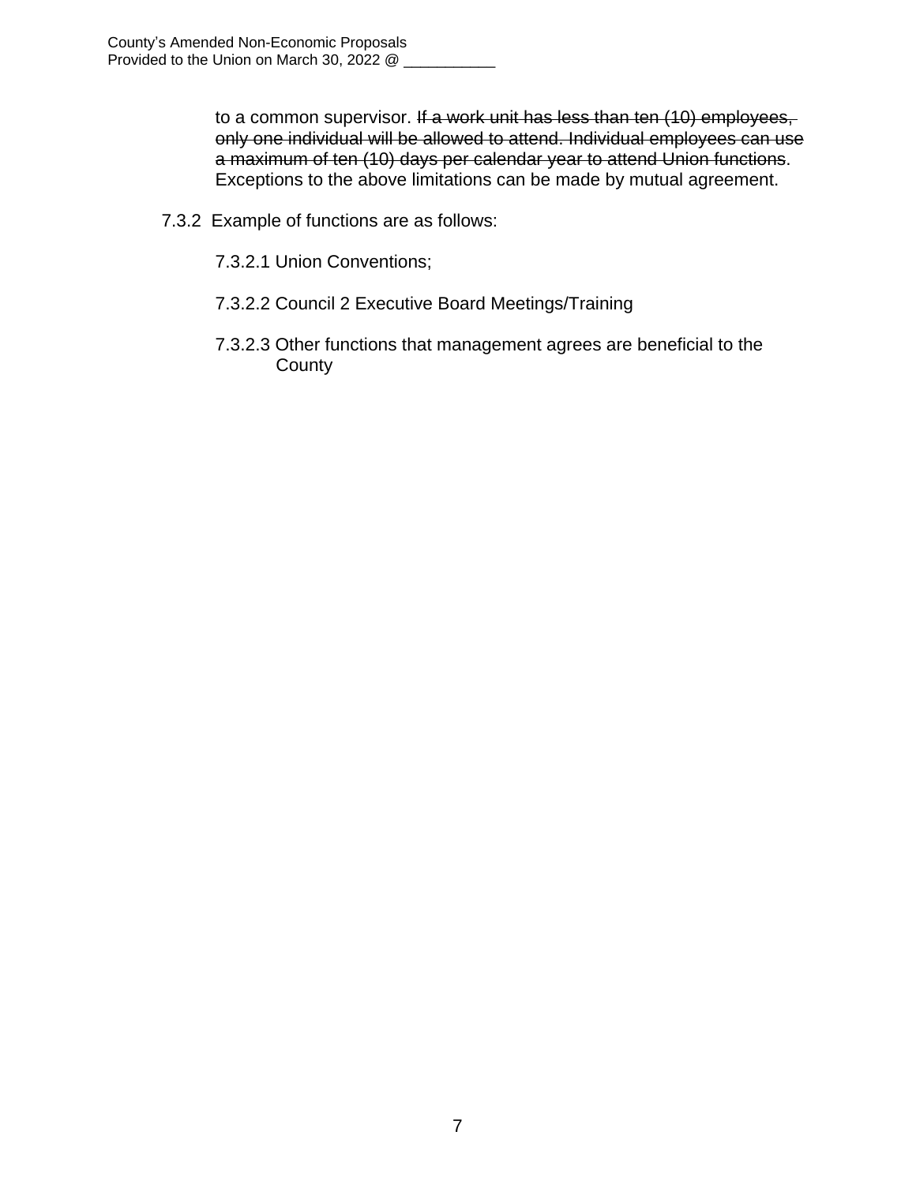to a common supervisor. ~~If a work unit has less than ten (10) employees, only one individual will be allowed to attend. Individual employees can use a maximum of ten (10) days per calendar year to attend Union functions~~. Exceptions to the above limitations can be made by mutual agreement.

7.3.2 Example of functions are as follows:

7.3.2.1 Union Conventions;

7.3.2.2 Council 2 Executive Board Meetings/Training

7.3.2.3 Other functions that management agrees are beneficial to the County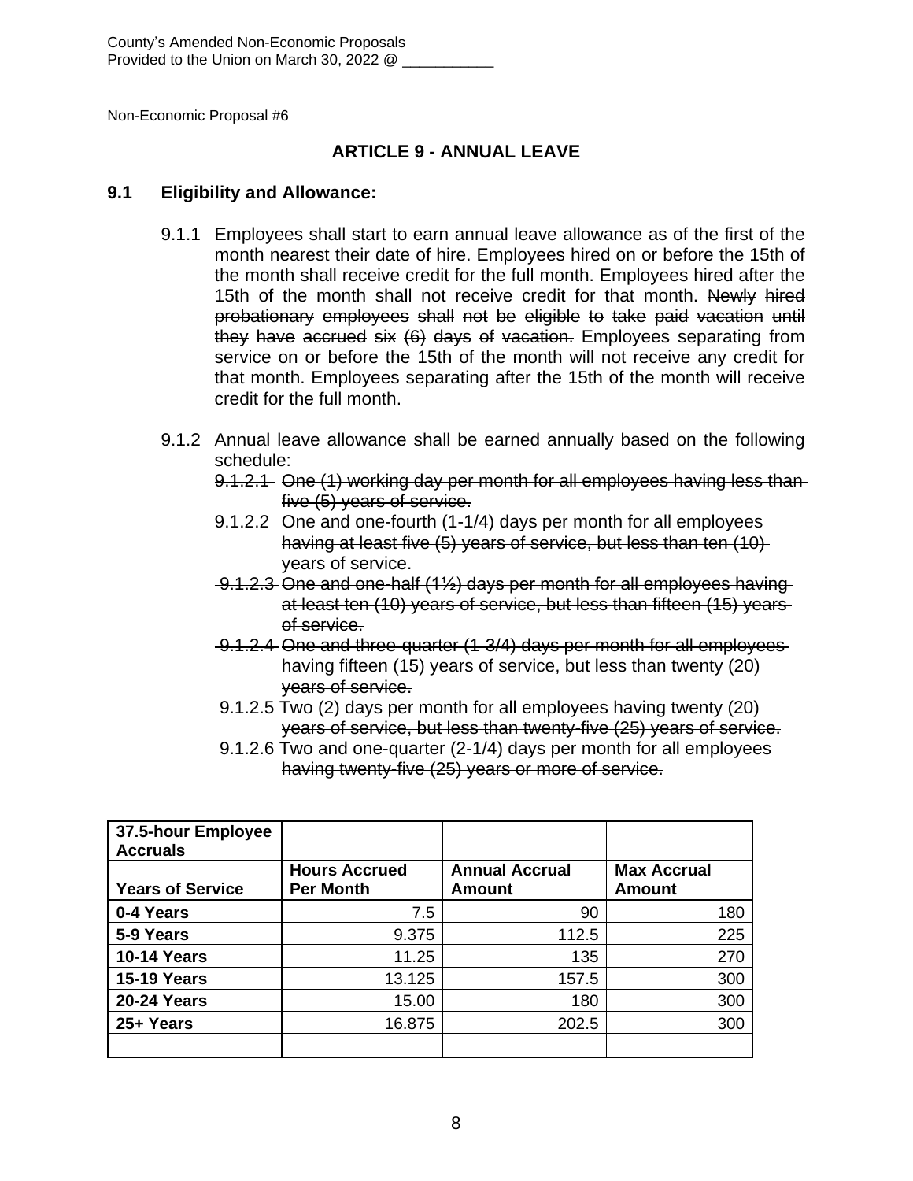County's Amended Non-Economic Proposals
Provided to the Union on March 30, 2022 @ ___________

Non-Economic Proposal #6

## ARTICLE 9 - ANNUAL LEAVE

### 9.1 Eligibility and Allowance:

9.1.1 Employees shall start to earn annual leave allowance as of the first of the month nearest their date of hire. Employees hired on or before the 15th of the month shall receive credit for the full month. Employees hired after the 15th of the month shall not receive credit for that month. ~~Newly hired probationary employees shall not be eligible to take paid vacation until they have accrued six (6) days of vacation.~~ Employees separating from service on or before the 15th of the month will not receive any credit for that month. Employees separating after the 15th of the month will receive credit for the full month.

9.1.2 Annual leave allowance shall be earned annually based on the following schedule:

~~9.1.2.1 One (1) working day per month for all employees having less than five (5) years of service.~~

~~9.1.2.2 One and one-fourth (1-1/4) days per month for all employees having at least five (5) years of service, but less than ten (10) years of service.~~

~~9.1.2.3 One and one-half (1½) days per month for all employees having at least ten (10) years of service, but less than fifteen (15) years of service.~~

~~9.1.2.4 One and three-quarter (1-3/4) days per month for all employees having fifteen (15) years of service, but less than twenty (20) years of service.~~

~~9.1.2.5 Two (2) days per month for all employees having twenty (20) years of service, but less than twenty-five (25) years of service.~~

~~9.1.2.6 Two and one-quarter (2-1/4) days per month for all employees having twenty-five (25) years or more of service.~~

| **37.5-hour Employee Accruals** | | | |
|---|---|---|---|
| **Years of Service** | **Hours Accrued Per Month** | **Annual Accrual Amount** | **Max Accrual Amount** |
| **0-4 Years** | 7.5 | 90 | 180 |
| **5-9 Years** | 9.375 | 112.5 | 225 |
| **10-14 Years** | 11.25 | 135 | 270 |
| **15-19 Years** | 13.125 | 157.5 | 300 |
| **20-24 Years** | 15.00 | 180 | 300 |
| **25+ Years** | 16.875 | 202.5 | 300 |
| | | | |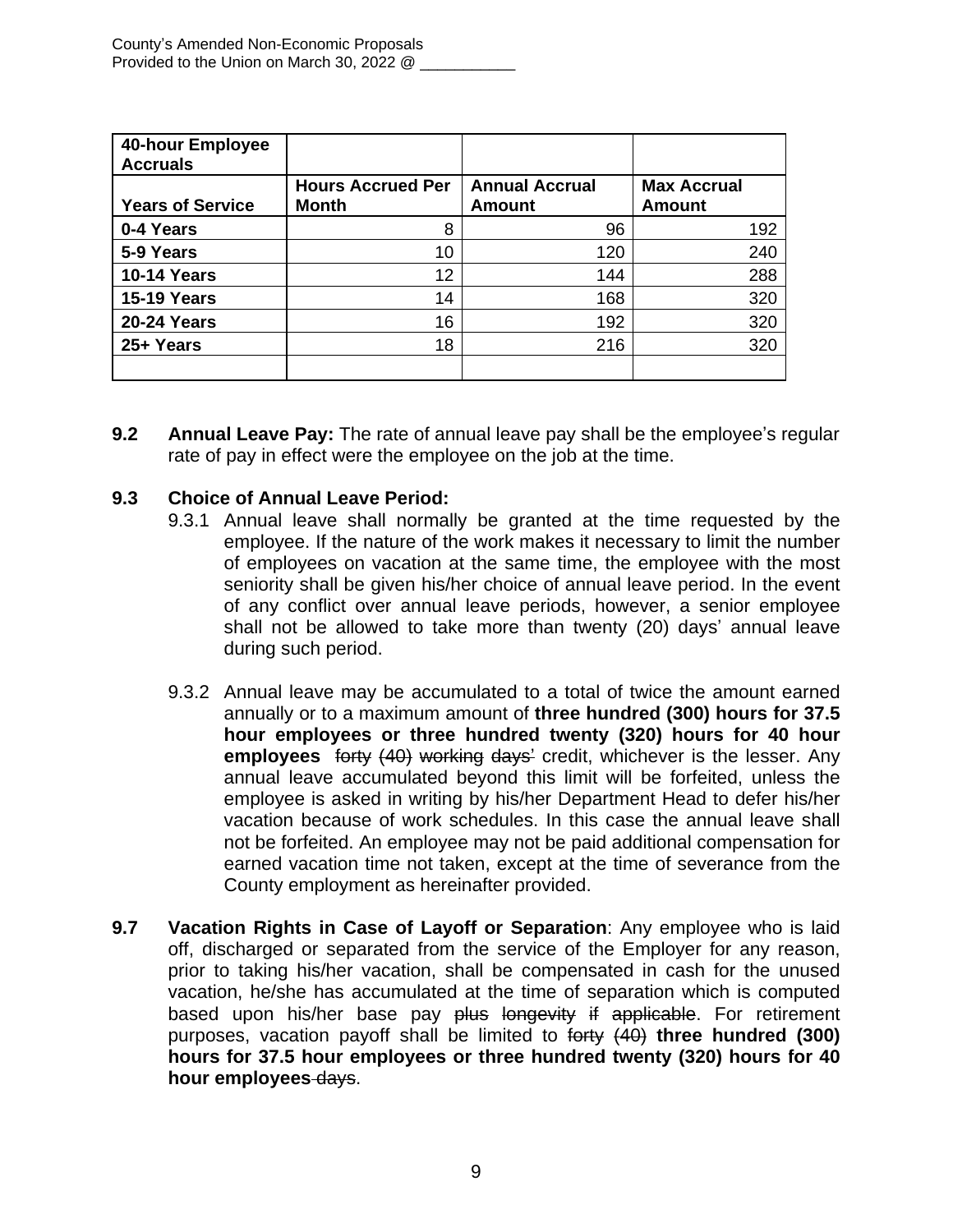| 40-hour Employee Accruals | | | |
|---|---|---|---|
| **Years of Service** | **Hours Accrued Per Month** | **Annual Accrual Amount** | **Max Accrual Amount** |
| **0-4 Years** | 8 | 96 | 192 |
| **5-9 Years** | 10 | 120 | 240 |
| **10-14 Years** | 12 | 144 | 288 |
| **15-19 Years** | 14 | 168 | 320 |
| **20-24 Years** | 16 | 192 | 320 |
| **25+ Years** | 18 | 216 | 320 |
| | | | |

**9.2 Annual Leave Pay:** The rate of annual leave pay shall be the employee's regular rate of pay in effect were the employee on the job at the time.

**9.3 Choice of Annual Leave Period:**

9.3.1 Annual leave shall normally be granted at the time requested by the employee. If the nature of the work makes it necessary to limit the number of employees on vacation at the same time, the employee with the most seniority shall be given his/her choice of annual leave period. In the event of any conflict over annual leave periods, however, a senior employee shall not be allowed to take more than twenty (20) days' annual leave during such period.

9.3.2 Annual leave may be accumulated to a total of twice the amount earned annually or to a maximum amount of **three hundred (300) hours for 37.5 hour employees or three hundred twenty (320) hours for 40 hour employees** ~~forty (40) working days'~~ credit, whichever is the lesser. Any annual leave accumulated beyond this limit will be forfeited, unless the employee is asked in writing by his/her Department Head to defer his/her vacation because of work schedules. In this case the annual leave shall not be forfeited. An employee may not be paid additional compensation for earned vacation time not taken, except at the time of severance from the County employment as hereinafter provided.

**9.7 Vacation Rights in Case of Layoff or Separation**: Any employee who is laid off, discharged or separated from the service of the Employer for any reason, prior to taking his/her vacation, shall be compensated in cash for the unused vacation, he/she has accumulated at the time of separation which is computed based upon his/her base pay ~~plus longevity if applicable~~. For retirement purposes, vacation payoff shall be limited to ~~forty (40)~~ **three hundred (300) hours for 37.5 hour employees or three hundred twenty (320) hours for 40 hour employees** ~~days~~.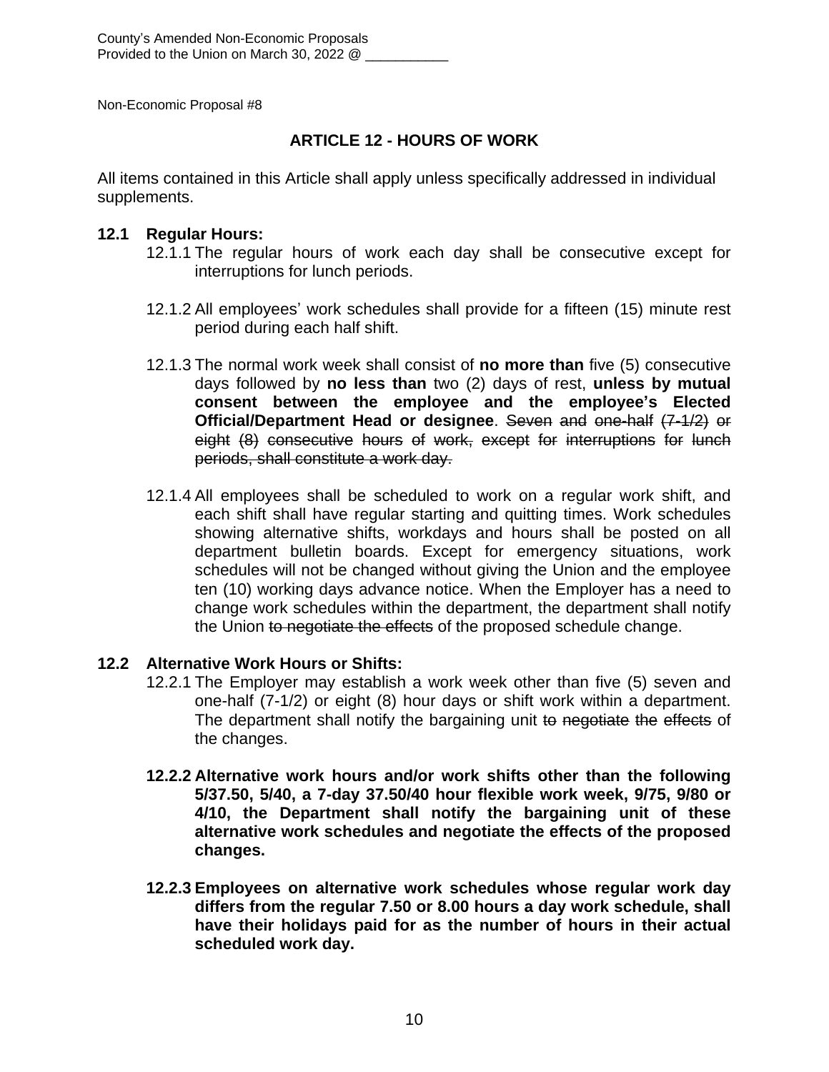County's Amended Non-Economic Proposals
Provided to the Union on March 30, 2022 @ ___________

Non-Economic Proposal #8

## ARTICLE 12 - HOURS OF WORK

All items contained in this Article shall apply unless specifically addressed in individual supplements.

**12.1 Regular Hours:**

12.1.1 The regular hours of work each day shall be consecutive except for interruptions for lunch periods.

12.1.2 All employees' work schedules shall provide for a fifteen (15) minute rest period during each half shift.

12.1.3 The normal work week shall consist of **no more than** five (5) consecutive days followed by **no less than** two (2) days of rest, **unless by mutual consent between the employee and the employee's Elected Official/Department Head or designee**. ~~Seven and one-half (7-1/2) or eight (8) consecutive hours of work, except for interruptions for lunch periods, shall constitute a work day.~~

12.1.4 All employees shall be scheduled to work on a regular work shift, and each shift shall have regular starting and quitting times. Work schedules showing alternative shifts, workdays and hours shall be posted on all department bulletin boards. Except for emergency situations, work schedules will not be changed without giving the Union and the employee ten (10) working days advance notice. When the Employer has a need to change work schedules within the department, the department shall notify the Union ~~to negotiate the effects~~ of the proposed schedule change.

**12.2 Alternative Work Hours or Shifts:**

12.2.1 The Employer may establish a work week other than five (5) seven and one-half (7-1/2) or eight (8) hour days or shift work within a department. The department shall notify the bargaining unit ~~to negotiate the effects~~ of the changes.

**12.2.2 Alternative work hours and/or work shifts other than the following 5/37.50, 5/40, a 7-day 37.50/40 hour flexible work week, 9/75, 9/80 or 4/10, the Department shall notify the bargaining unit of these alternative work schedules and negotiate the effects of the proposed changes.**

**12.2.3 Employees on alternative work schedules whose regular work day differs from the regular 7.50 or 8.00 hours a day work schedule, shall have their holidays paid for as the number of hours in their actual scheduled work day.**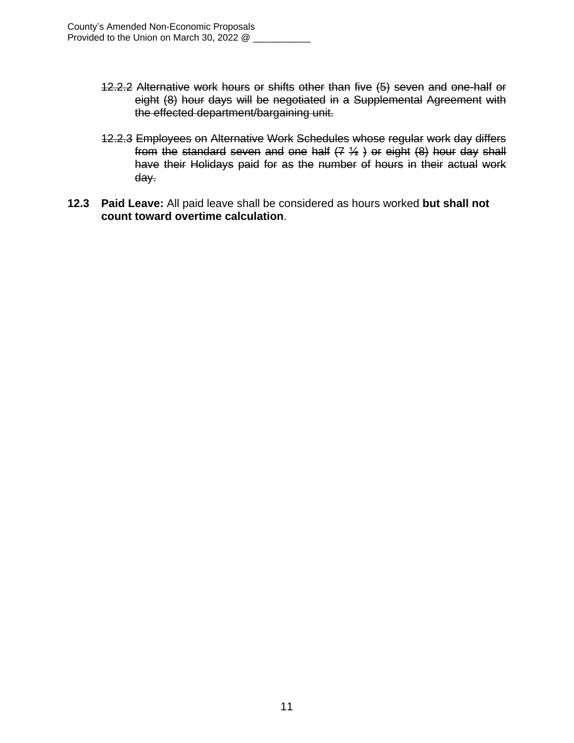~~12.2.2 Alternative work hours or shifts other than five (5) seven and one-half or eight (8) hour days will be negotiated in a Supplemental Agreement with the effected department/bargaining unit.~~

~~12.2.3 Employees on Alternative Work Schedules whose regular work day differs from the standard seven and one half (7 ½ ) or eight (8) hour day shall have their Holidays paid for as the number of hours in their actual work day.~~

**12.3 Paid Leave:** All paid leave shall be considered as hours worked **but shall not count toward overtime calculation**.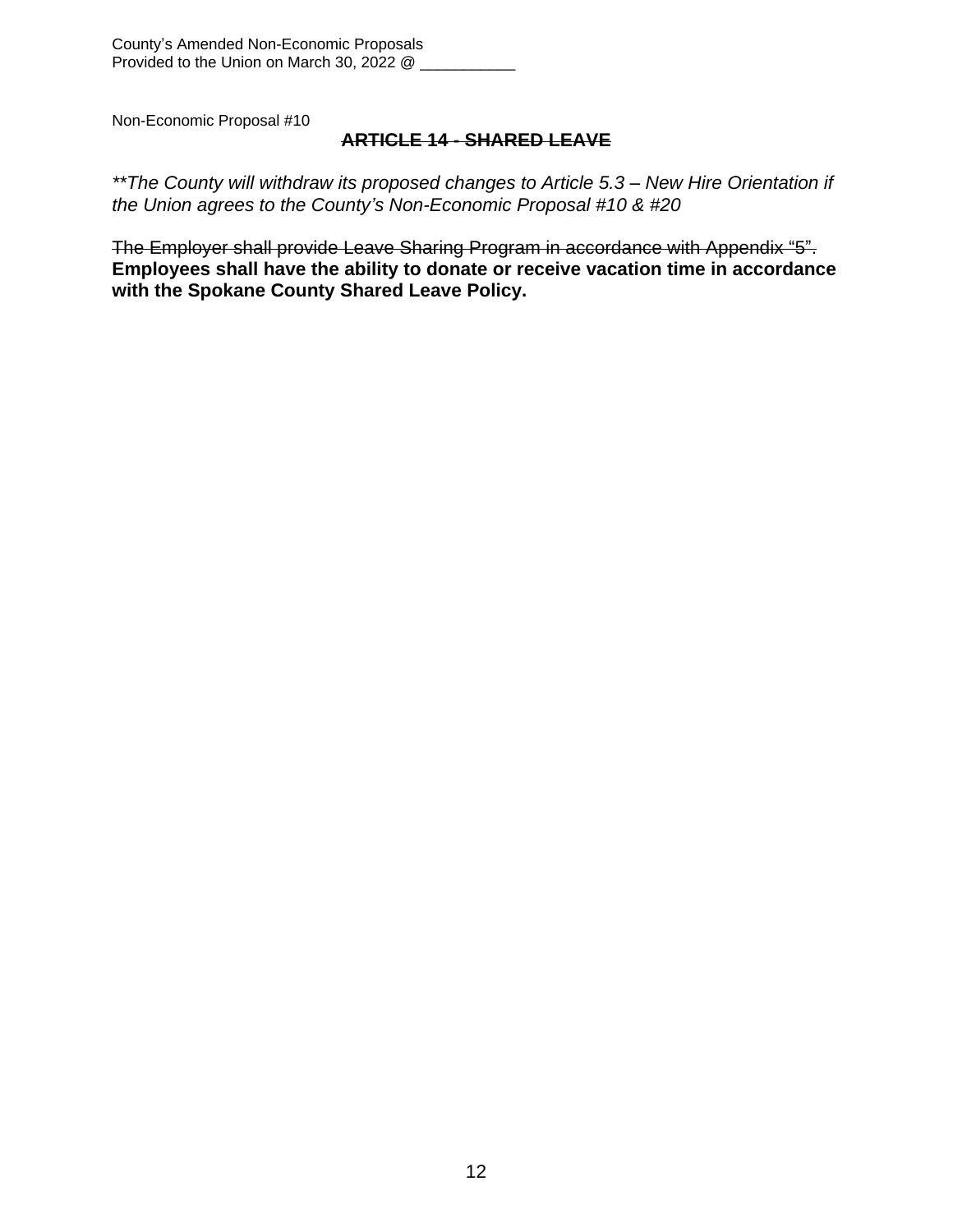Non-Economic Proposal #10

## ~~**ARTICLE 14 - SHARED LEAVE**~~

*\*\*The County will withdraw its proposed changes to Article 5.3 – New Hire Orientation if the Union agrees to the County's Non-Economic Proposal #10 & #20*

~~The Employer shall provide Leave Sharing Program in accordance with Appendix "5".~~ **Employees shall have the ability to donate or receive vacation time in accordance with the Spokane County Shared Leave Policy.**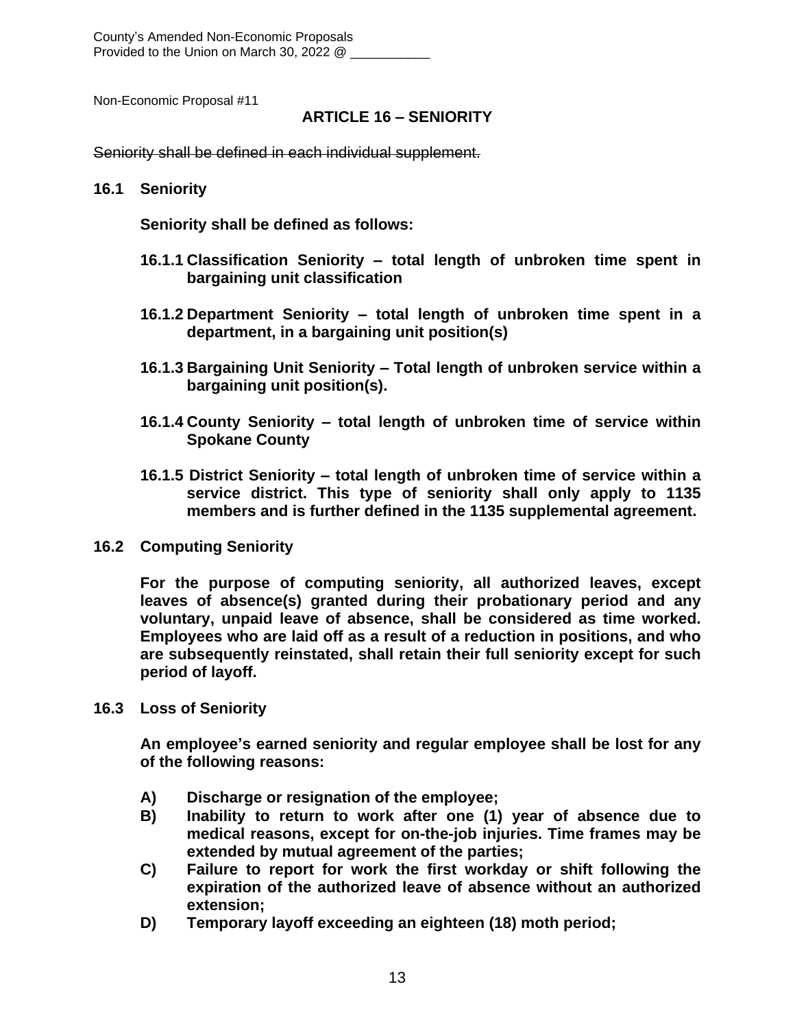County's Amended Non-Economic Proposals
Provided to the Union on March 30, 2022 @ ___________

Non-Economic Proposal #11

## ARTICLE 16 – SENIORITY

~~Seniority shall be defined in each individual supplement.~~

**16.1 Seniority**

**Seniority shall be defined as follows:**

**16.1.1 Classification Seniority – total length of unbroken time spent in bargaining unit classification**

**16.1.2 Department Seniority – total length of unbroken time spent in a department, in a bargaining unit position(s)**

**16.1.3 Bargaining Unit Seniority – Total length of unbroken service within a bargaining unit position(s).**

**16.1.4 County Seniority – total length of unbroken time of service within Spokane County**

**16.1.5 District Seniority – total length of unbroken time of service within a service district. This type of seniority shall only apply to 1135 members and is further defined in the 1135 supplemental agreement.**

**16.2 Computing Seniority**

**For the purpose of computing seniority, all authorized leaves, except leaves of absence(s) granted during their probationary period and any voluntary, unpaid leave of absence, shall be considered as time worked. Employees who are laid off as a result of a reduction in positions, and who are subsequently reinstated, shall retain their full seniority except for such period of layoff.**

**16.3 Loss of Seniority**

**An employee's earned seniority and regular employee shall be lost for any of the following reasons:**

**A) Discharge or resignation of the employee;**

**B) Inability to return to work after one (1) year of absence due to medical reasons, except for on-the-job injuries. Time frames may be extended by mutual agreement of the parties;**

**C) Failure to report for work the first workday or shift following the expiration of the authorized leave of absence without an authorized extension;**

**D) Temporary layoff exceeding an eighteen (18) moth period;**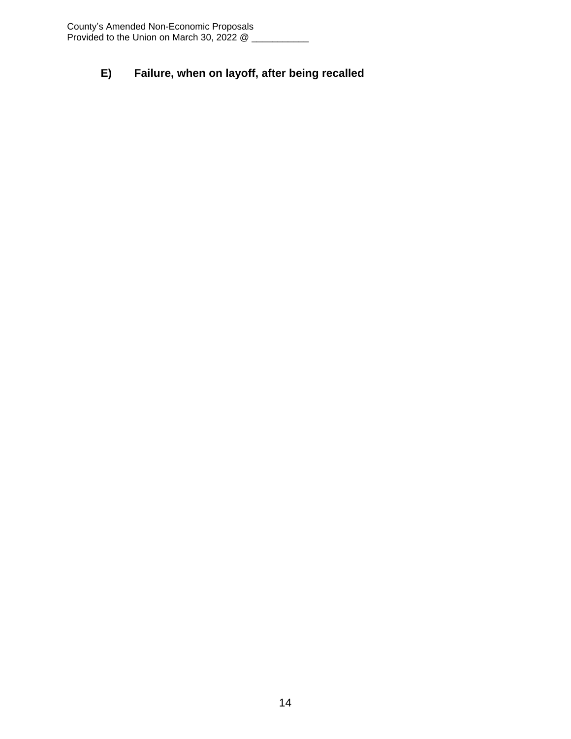**E) Failure, when on layoff, after being recalled**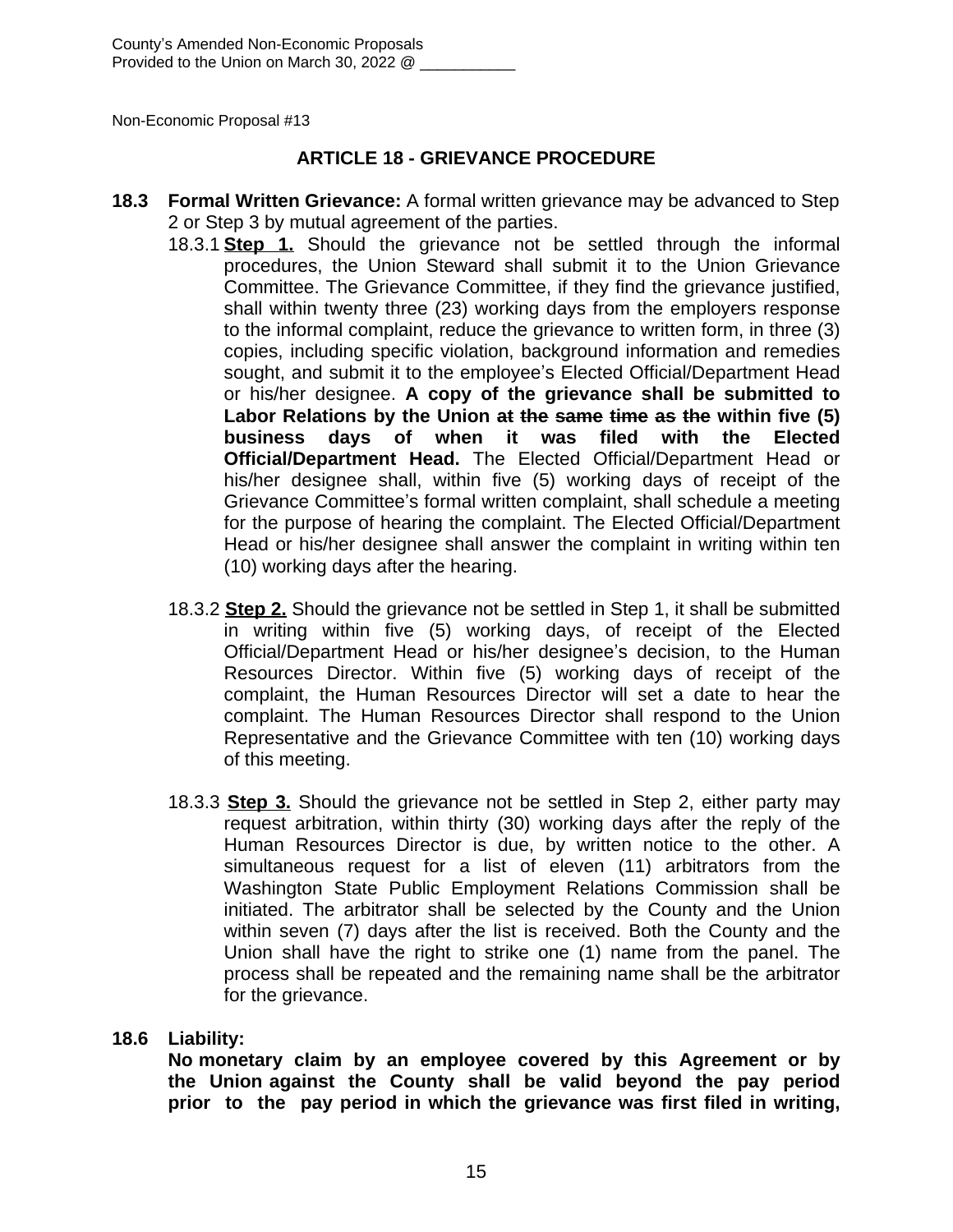County's Amended Non-Economic Proposals
Provided to the Union on March 30, 2022 @ ___________

Non-Economic Proposal #13

## ARTICLE 18 - GRIEVANCE PROCEDURE

**18.3 Formal Written Grievance:** A formal written grievance may be advanced to Step 2 or Step 3 by mutual agreement of the parties.

18.3.1 **Step 1.** Should the grievance not be settled through the informal procedures, the Union Steward shall submit it to the Union Grievance Committee. The Grievance Committee, if they find the grievance justified, shall within twenty three (23) working days from the employers response to the informal complaint, reduce the grievance to written form, in three (3) copies, including specific violation, background information and remedies sought, and submit it to the employee's Elected Official/Department Head or his/her designee. **A copy of the grievance shall be submitted to Labor Relations by the Union ~~at the same time as the~~ within five (5) business days of when it was filed with the Elected Official/Department Head.** The Elected Official/Department Head or his/her designee shall, within five (5) working days of receipt of the Grievance Committee's formal written complaint, shall schedule a meeting for the purpose of hearing the complaint. The Elected Official/Department Head or his/her designee shall answer the complaint in writing within ten (10) working days after the hearing.

18.3.2 **Step 2.** Should the grievance not be settled in Step 1, it shall be submitted in writing within five (5) working days, of receipt of the Elected Official/Department Head or his/her designee's decision, to the Human Resources Director. Within five (5) working days of receipt of the complaint, the Human Resources Director will set a date to hear the complaint. The Human Resources Director shall respond to the Union Representative and the Grievance Committee with ten (10) working days of this meeting.

18.3.3 **Step 3.** Should the grievance not be settled in Step 2, either party may request arbitration, within thirty (30) working days after the reply of the Human Resources Director is due, by written notice to the other. A simultaneous request for a list of eleven (11) arbitrators from the Washington State Public Employment Relations Commission shall be initiated. The arbitrator shall be selected by the County and the Union within seven (7) days after the list is received. Both the County and the Union shall have the right to strike one (1) name from the panel. The process shall be repeated and the remaining name shall be the arbitrator for the grievance.

**18.6 Liability:**

**No monetary claim by an employee covered by this Agreement or by the Union against the County shall be valid beyond the pay period prior to the pay period in which the grievance was first filed in writing,**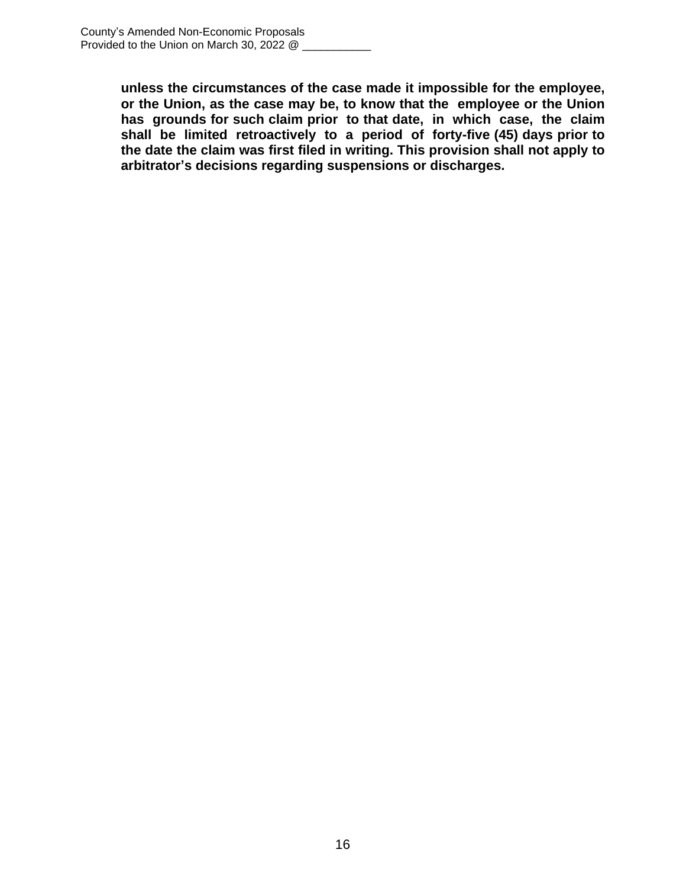**unless the circumstances of the case made it impossible for the employee, or the Union, as the case may be, to know that the employee or the Union has grounds for such claim prior to that date, in which case, the claim shall be limited retroactively to a period of forty-five (45) days prior to the date the claim was first filed in writing. This provision shall not apply to arbitrator's decisions regarding suspensions or discharges.**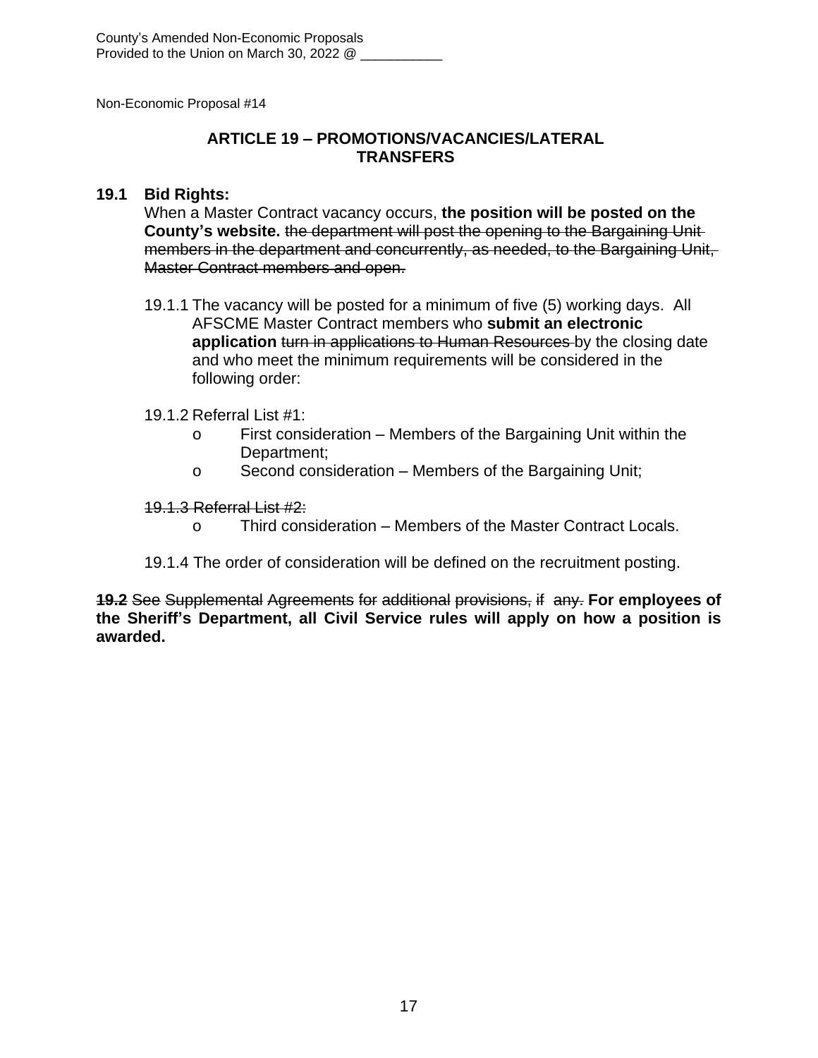County's Amended Non-Economic Proposals
Provided to the Union on March 30, 2022 @ ___________

Non-Economic Proposal #14

## ARTICLE 19 – PROMOTIONS/VACANCIES/LATERAL TRANSFERS

**19.1 Bid Rights:**

When a Master Contract vacancy occurs, **the position will be posted on the County's website.** ~~the department will post the opening to the Bargaining Unit members in the department and concurrently, as needed, to the Bargaining Unit, Master Contract members and open.~~

19.1.1 The vacancy will be posted for a minimum of five (5) working days. All AFSCME Master Contract members who **submit an electronic application** ~~turn in applications to Human Resources~~ by the closing date and who meet the minimum requirements will be considered in the following order:

19.1.2 Referral List #1:

- First consideration – Members of the Bargaining Unit within the Department;
- Second consideration – Members of the Bargaining Unit;

~~19.1.3 Referral List #2:~~

- Third consideration – Members of the Master Contract Locals.

19.1.4 The order of consideration will be defined on the recruitment posting.

~~**19.2**~~ ~~See Supplemental Agreements for additional provisions, if any.~~ **For employees of the Sheriff's Department, all Civil Service rules will apply on how a position is awarded.**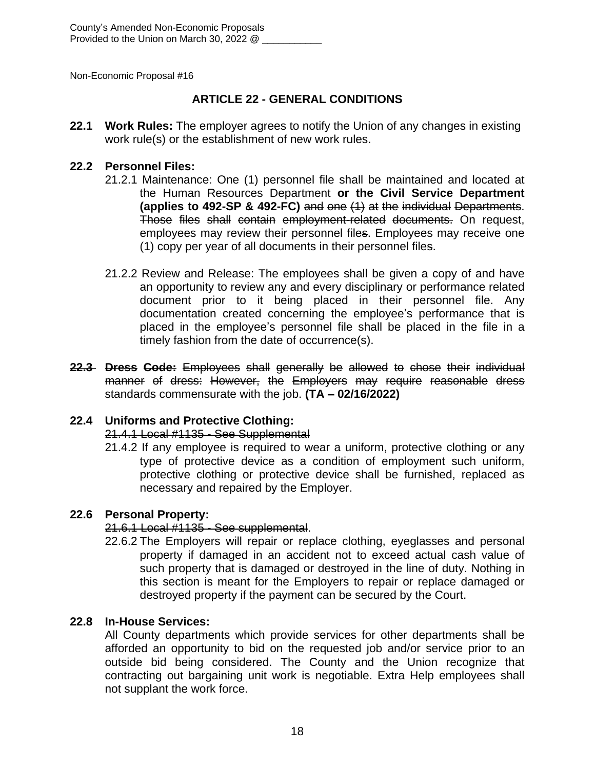County's Amended Non-Economic Proposals
Provided to the Union on March 30, 2022 @ ___________

Non-Economic Proposal #16

## ARTICLE 22 - GENERAL CONDITIONS

**22.1 Work Rules:** The employer agrees to notify the Union of any changes in existing work rule(s) or the establishment of new work rules.

**22.2 Personnel Files:**

21.2.1 Maintenance: One (1) personnel file shall be maintained and located at the Human Resources Department **or the Civil Service Department (applies to 492-SP & 492-FC)** ~~and one (1) at the individual Departments~~. ~~Those files shall contain employment-related documents.~~ On request, employees may review their personnel file~~s~~. Employees may receive one (1) copy per year of all documents in their personnel file~~s~~.

21.2.2 Review and Release: The employees shall be given a copy of and have an opportunity to review any and every disciplinary or performance related document prior to it being placed in their personnel file. Any documentation created concerning the employee's performance that is placed in the employee's personnel file shall be placed in the file in a timely fashion from the date of occurrence(s).

~~**22.3 Dress Code:** Employees shall generally be allowed to chose their individual manner of dress: However, the Employers may require reasonable dress standards commensurate with the job.~~ **(TA – 02/16/2022)**

**22.4 Uniforms and Protective Clothing:**

~~21.4.1 Local #1135 - See Supplemental~~

21.4.2 If any employee is required to wear a uniform, protective clothing or any type of protective device as a condition of employment such uniform, protective clothing or protective device shall be furnished, replaced as necessary and repaired by the Employer.

**22.6 Personal Property:**

~~21.6.1 Local #1135 - See supplemental~~.

22.6.2 The Employers will repair or replace clothing, eyeglasses and personal property if damaged in an accident not to exceed actual cash value of such property that is damaged or destroyed in the line of duty. Nothing in this section is meant for the Employers to repair or replace damaged or destroyed property if the payment can be secured by the Court.

**22.8 In-House Services:**

All County departments which provide services for other departments shall be afforded an opportunity to bid on the requested job and/or service prior to an outside bid being considered. The County and the Union recognize that contracting out bargaining unit work is negotiable. Extra Help employees shall not supplant the work force.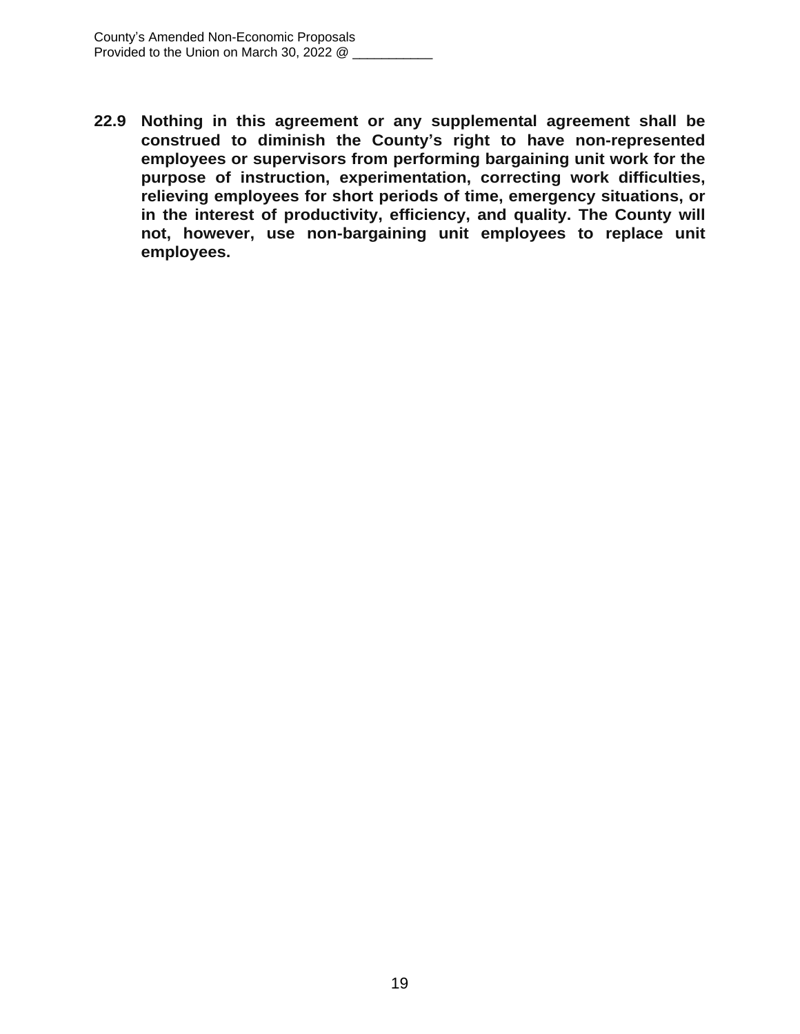**22.9 Nothing in this agreement or any supplemental agreement shall be construed to diminish the County's right to have non-represented employees or supervisors from performing bargaining unit work for the purpose of instruction, experimentation, correcting work difficulties, relieving employees for short periods of time, emergency situations, or in the interest of productivity, efficiency, and quality. The County will not, however, use non-bargaining unit employees to replace unit employees.**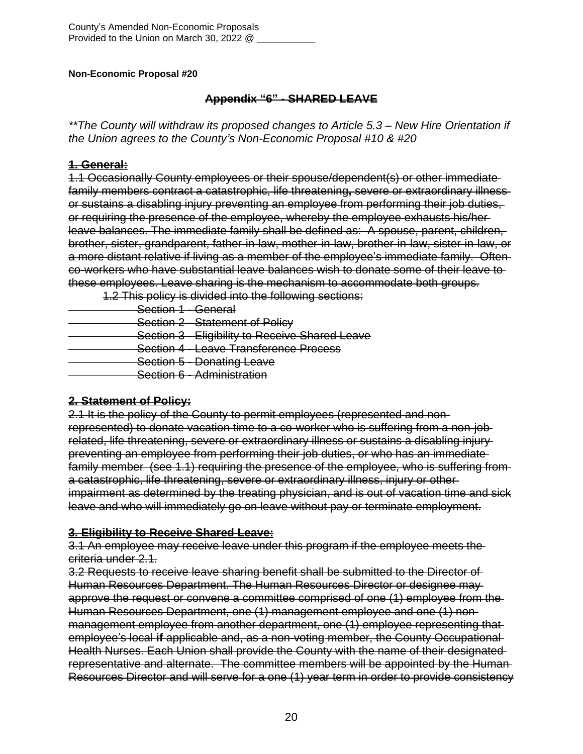County's Amended Non-Economic Proposals
Provided to the Union on March 30, 2022 @ ___________

**Non-Economic Proposal #20**

**~~Appendix "6" - SHARED LEAVE~~**

*\*\*The County will withdraw its proposed changes to Article 5.3 – New Hire Orientation if the Union agrees to the County's Non-Economic Proposal #10 & #20*

**~~1. General:~~**

~~1.1 Occasionally County employees or their spouse/dependent(s) or other immediate family members contract a catastrophic, life threatening, severe or extraordinary illness or sustains a disabling injury preventing an employee from performing their job duties, or requiring the presence of the employee, whereby the employee exhausts his/her leave balances. The immediate family shall be defined as: A spouse, parent, children, brother, sister, grandparent, father-in-law, mother-in-law, brother-in-law, sister-in-law, or a more distant relative if living as a member of the employee's immediate family. Often co-workers who have substantial leave balances wish to donate some of their leave to these employees. Leave sharing is the mechanism to accommodate both groups.~~

~~1.2 This policy is divided into the following sections:~~

- ~~Section 1 - General~~
- ~~Section 2 - Statement of Policy~~
- ~~Section 3 - Eligibility to Receive Shared Leave~~
- ~~Section 4 - Leave Transference Process~~
- ~~Section 5 - Donating Leave~~
- ~~Section 6 - Administration~~

**~~2. Statement of Policy:~~**

~~2.1 It is the policy of the County to permit employees (represented and non-represented) to donate vacation time to a co-worker who is suffering from a non-job related, life threatening, severe or extraordinary illness or sustains a disabling injury preventing an employee from performing their job duties, or who has an immediate family member (see 1.1) requiring the presence of the employee, who is suffering from a catastrophic, life threatening, severe or extraordinary illness, injury or other impairment as determined by the treating physician, and is out of vacation time and sick leave and who will immediately go on leave without pay or terminate employment.~~

**~~3. Eligibility to Receive Shared Leave:~~**

~~3.1 An employee may receive leave under this program if the employee meets the criteria under 2.1.~~

~~3.2 Requests to receive leave sharing benefit shall be submitted to the Director of Human Resources Department. The Human Resources Director or designee may approve the request or convene a committee comprised of one (1) employee from the Human Resources Department, one (1) management employee and one (1) non-management employee from another department, one (1) employee representing that employee's local **if** applicable and, as a non-voting member, the County Occupational Health Nurses. Each Union shall provide the County with the name of their designated representative and alternate. The committee members will be appointed by the Human Resources Director and will serve for a one (1) year term in order to provide consistency~~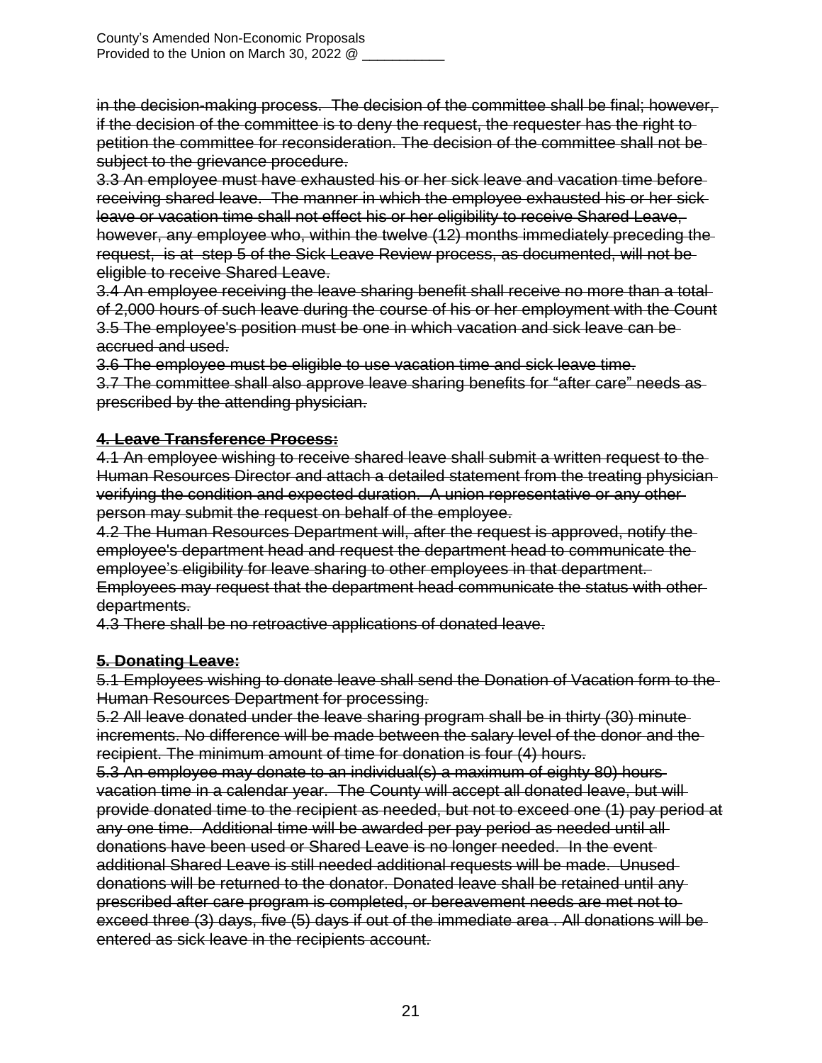~~in the decision-making process. The decision of the committee shall be final; however, if the decision of the committee is to deny the request, the requester has the right to petition the committee for reconsideration. The decision of the committee shall not be subject to the grievance procedure.~~

~~3.3 An employee must have exhausted his or her sick leave and vacation time before receiving shared leave. The manner in which the employee exhausted his or her sick leave or vacation time shall not effect his or her eligibility to receive Shared Leave, however, any employee who, within the twelve (12) months immediately preceding the request, is at step 5 of the Sick Leave Review process, as documented, will not be eligible to receive Shared Leave.~~

~~3.4 An employee receiving the leave sharing benefit shall receive no more than a total of 2,000 hours of such leave during the course of his or her employment with the Count~~

~~3.5 The employee's position must be one in which vacation and sick leave can be accrued and used.~~

~~3.6 The employee must be eligible to use vacation time and sick leave time.~~

~~3.7 The committee shall also approve leave sharing benefits for "after care" needs as prescribed by the attending physician.~~

**~~4. Leave Transference Process:~~**

~~4.1 An employee wishing to receive shared leave shall submit a written request to the Human Resources Director and attach a detailed statement from the treating physician verifying the condition and expected duration. A union representative or any other person may submit the request on behalf of the employee.~~

~~4.2 The Human Resources Department will, after the request is approved, notify the employee's department head and request the department head to communicate the employee's eligibility for leave sharing to other employees in that department. Employees may request that the department head communicate the status with other departments.~~

~~4.3 There shall be no retroactive applications of donated leave.~~

**~~5. Donating Leave:~~**

~~5.1 Employees wishing to donate leave shall send the Donation of Vacation form to the Human Resources Department for processing.~~

~~5.2 All leave donated under the leave sharing program shall be in thirty (30) minute increments. No difference will be made between the salary level of the donor and the recipient. The minimum amount of time for donation is four (4) hours.~~

~~5.3 An employee may donate to an individual(s) a maximum of eighty 80) hours vacation time in a calendar year. The County will accept all donated leave, but will provide donated time to the recipient as needed, but not to exceed one (1) pay period at any one time. Additional time will be awarded per pay period as needed until all donations have been used or Shared Leave is no longer needed. In the event additional Shared Leave is still needed additional requests will be made. Unused donations will be returned to the donator. Donated leave shall be retained until any prescribed after care program is completed, or bereavement needs are met not to exceed three (3) days, five (5) days if out of the immediate area . All donations will be entered as sick leave in the recipients account.~~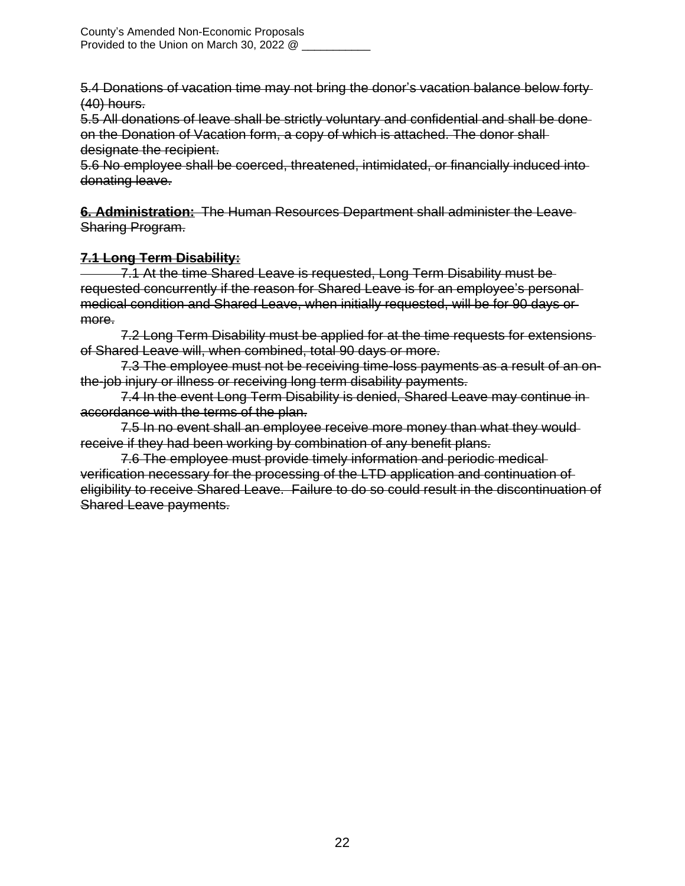~~5.4 Donations of vacation time may not bring the donor's vacation balance below forty (40) hours.~~
~~5.5 All donations of leave shall be strictly voluntary and confidential and shall be done on the Donation of Vacation form, a copy of which is attached. The donor shall designate the recipient.~~
~~5.6 No employee shall be coerced, threatened, intimidated, or financially induced into donating leave.~~

~~**6. Administration:** The Human Resources Department shall administer the Leave Sharing Program.~~

~~**7.1 Long Term Disability:**~~

~~7.1 At the time Shared Leave is requested, Long Term Disability must be requested concurrently if the reason for Shared Leave is for an employee's personal medical condition and Shared Leave, when initially requested, will be for 90 days or more.~~

~~7.2 Long Term Disability must be applied for at the time requests for extensions of Shared Leave will, when combined, total 90 days or more.~~

~~7.3 The employee must not be receiving time-loss payments as a result of an on-the-job injury or illness or receiving long term disability payments.~~

~~7.4 In the event Long Term Disability is denied, Shared Leave may continue in accordance with the terms of the plan.~~

~~7.5 In no event shall an employee receive more money than what they would receive if they had been working by combination of any benefit plans.~~

~~7.6 The employee must provide timely information and periodic medical verification necessary for the processing of the LTD application and continuation of eligibility to receive Shared Leave. Failure to do so could result in the discontinuation of Shared Leave payments.~~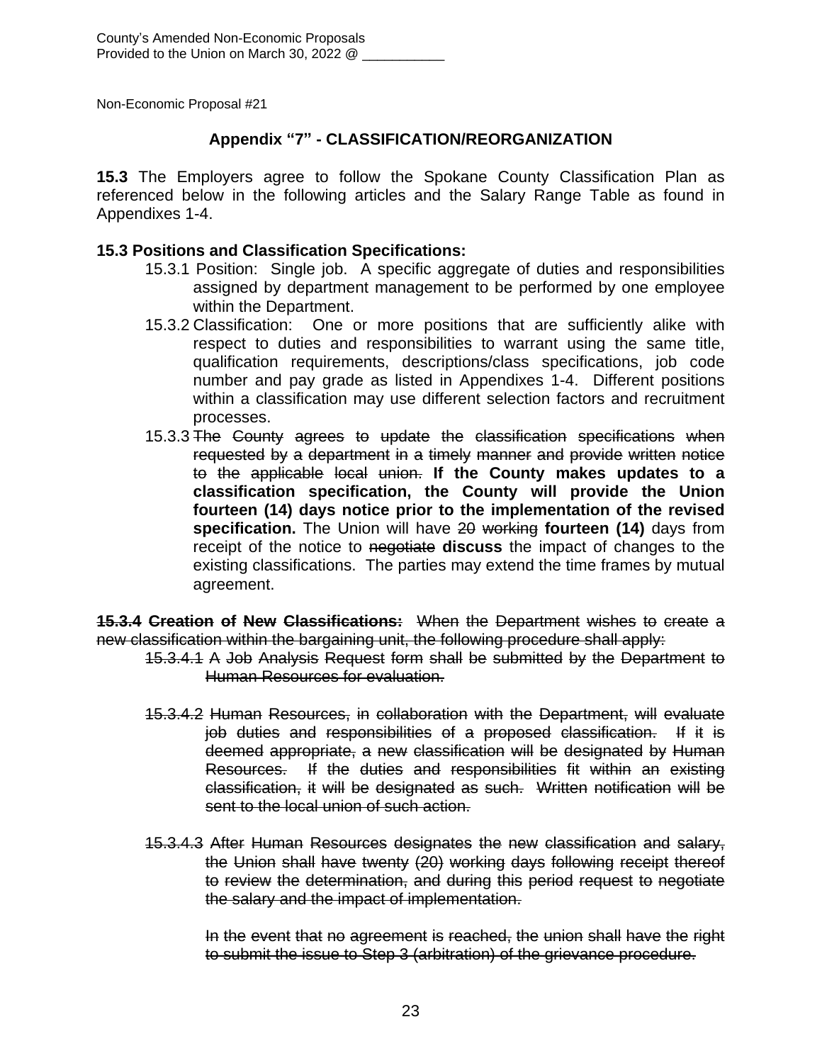County's Amended Non-Economic Proposals
Provided to the Union on March 30, 2022 @ ___________

Non-Economic Proposal #21

## Appendix "7" - CLASSIFICATION/REORGANIZATION

**15.3** The Employers agree to follow the Spokane County Classification Plan as referenced below in the following articles and the Salary Range Table as found in Appendixes 1-4.

**15.3 Positions and Classification Specifications:**

15.3.1 Position: Single job. A specific aggregate of duties and responsibilities assigned by department management to be performed by one employee within the Department.

15.3.2 Classification: One or more positions that are sufficiently alike with respect to duties and responsibilities to warrant using the same title, qualification requirements, descriptions/class specifications, job code number and pay grade as listed in Appendixes 1-4. Different positions within a classification may use different selection factors and recruitment processes.

15.3.3 ~~The County agrees to update the classification specifications when requested by a department in a timely manner and provide written notice to the applicable local union.~~ **If the County makes updates to a classification specification, the County will provide the Union fourteen (14) days notice prior to the implementation of the revised specification.** The Union will have ~~20 working~~ **fourteen (14)** days from receipt of the notice to ~~negotiate~~ **discuss** the impact of changes to the existing classifications. The parties may extend the time frames by mutual agreement.

~~**15.3.4 Creation of New Classifications:** When the Department wishes to create a new classification within the bargaining unit, the following procedure shall apply:~~

~~15.3.4.1 A Job Analysis Request form shall be submitted by the Department to Human Resources for evaluation.~~

~~15.3.4.2 Human Resources, in collaboration with the Department, will evaluate job duties and responsibilities of a proposed classification. If it is deemed appropriate, a new classification will be designated by Human Resources. If the duties and responsibilities fit within an existing classification, it will be designated as such. Written notification will be sent to the local union of such action.~~

~~15.3.4.3 After Human Resources designates the new classification and salary, the Union shall have twenty (20) working days following receipt thereof to review the determination, and during this period request to negotiate the salary and the impact of implementation.~~

~~In the event that no agreement is reached, the union shall have the right to submit the issue to Step 3 (arbitration) of the grievance procedure.~~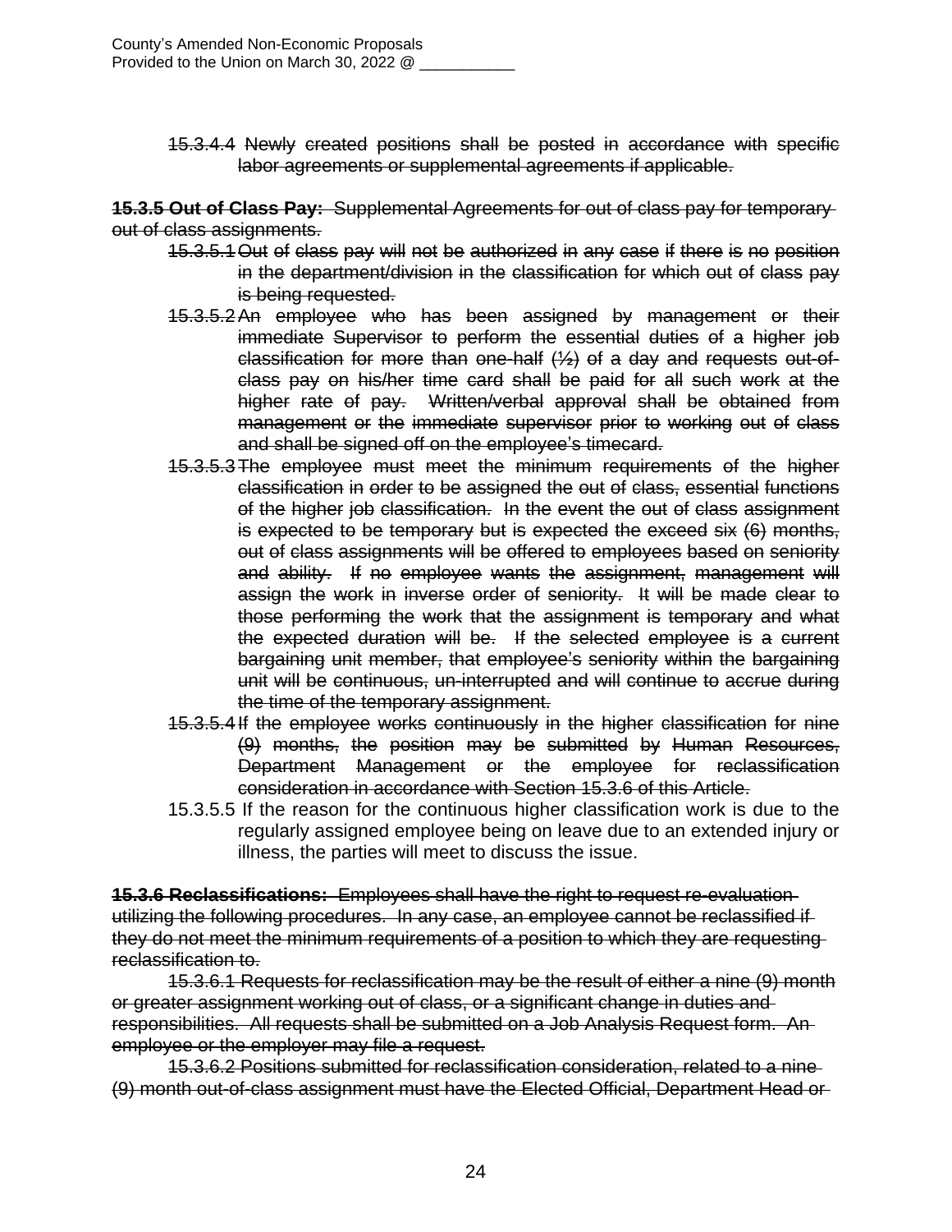~~15.3.4.4 Newly created positions shall be posted in accordance with specific labor agreements or supplemental agreements if applicable.~~

~~**15.3.5 Out of Class Pay:** Supplemental Agreements for out of class pay for temporary out of class assignments.~~

~~15.3.5.1 Out of class pay will not be authorized in any case if there is no position in the department/division in the classification for which out of class pay is being requested.~~

~~15.3.5.2 An employee who has been assigned by management or their immediate Supervisor to perform the essential duties of a higher job classification for more than one-half (½) of a day and requests out-of-class pay on his/her time card shall be paid for all such work at the higher rate of pay. Written/verbal approval shall be obtained from management or the immediate supervisor prior to working out of class and shall be signed off on the employee's timecard.~~

~~15.3.5.3 The employee must meet the minimum requirements of the higher classification in order to be assigned the out of class, essential functions of the higher job classification. In the event the out of class assignment is expected to be temporary but is expected the exceed six (6) months, out of class assignments will be offered to employees based on seniority and ability. If no employee wants the assignment, management will assign the work in inverse order of seniority. It will be made clear to those performing the work that the assignment is temporary and what the expected duration will be. If the selected employee is a current bargaining unit member, that employee's seniority within the bargaining unit will be continuous, un-interrupted and will continue to accrue during the time of the temporary assignment.~~

~~15.3.5.4 If the employee works continuously in the higher classification for nine (9) months, the position may be submitted by Human Resources, Department Management or the employee for reclassification consideration in accordance with Section 15.3.6 of this Article.~~

15.3.5.5 If the reason for the continuous higher classification work is due to the regularly assigned employee being on leave due to an extended injury or illness, the parties will meet to discuss the issue.

~~**15.3.6 Reclassifications:** Employees shall have the right to request re-evaluation utilizing the following procedures. In any case, an employee cannot be reclassified if they do not meet the minimum requirements of a position to which they are requesting reclassification to.~~

~~15.3.6.1 Requests for reclassification may be the result of either a nine (9) month or greater assignment working out of class, or a significant change in duties and responsibilities. All requests shall be submitted on a Job Analysis Request form. An employee or the employer may file a request.~~

~~15.3.6.2 Positions submitted for reclassification consideration, related to a nine (9) month out-of-class assignment must have the Elected Official, Department Head or~~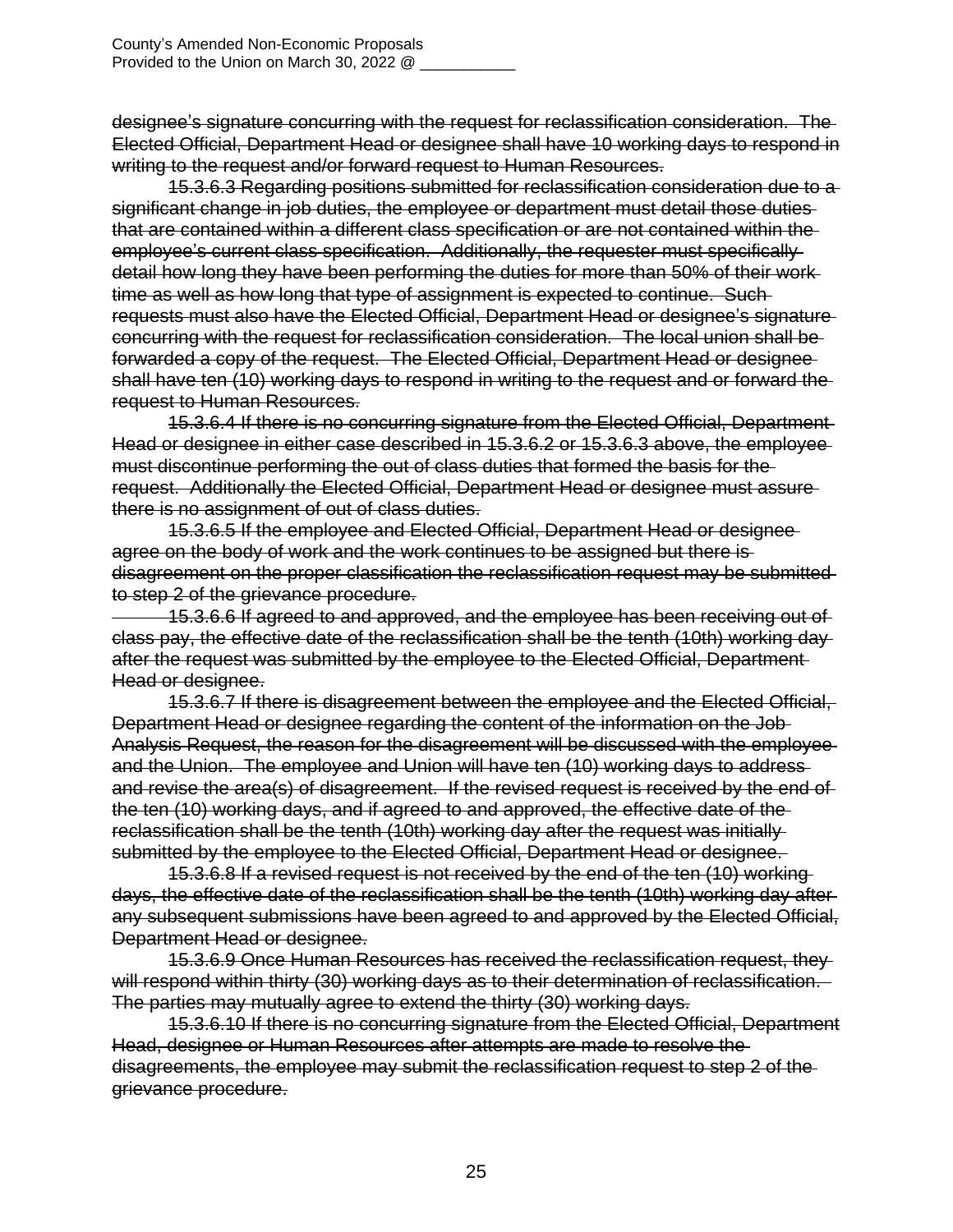~~designee's signature concurring with the request for reclassification consideration. The Elected Official, Department Head or designee shall have 10 working days to respond in writing to the request and/or forward request to Human Resources.~~

~~15.3.6.3 Regarding positions submitted for reclassification consideration due to a significant change in job duties, the employee or department must detail those duties that are contained within a different class specification or are not contained within the employee's current class specification. Additionally, the requester must specifically detail how long they have been performing the duties for more than 50% of their work time as well as how long that type of assignment is expected to continue. Such requests must also have the Elected Official, Department Head or designee's signature concurring with the request for reclassification consideration. The local union shall be forwarded a copy of the request. The Elected Official, Department Head or designee shall have ten (10) working days to respond in writing to the request and or forward the request to Human Resources.~~

~~15.3.6.4 If there is no concurring signature from the Elected Official, Department Head or designee in either case described in 15.3.6.2 or 15.3.6.3 above, the employee must discontinue performing the out of class duties that formed the basis for the request. Additionally the Elected Official, Department Head or designee must assure there is no assignment of out of class duties.~~

~~15.3.6.5 If the employee and Elected Official, Department Head or designee agree on the body of work and the work continues to be assigned but there is disagreement on the proper classification the reclassification request may be submitted to step 2 of the grievance procedure.~~

~~15.3.6.6 If agreed to and approved, and the employee has been receiving out of class pay, the effective date of the reclassification shall be the tenth (10th) working day after the request was submitted by the employee to the Elected Official, Department Head or designee.~~

~~15.3.6.7 If there is disagreement between the employee and the Elected Official, Department Head or designee regarding the content of the information on the Job Analysis Request, the reason for the disagreement will be discussed with the employee and the Union. The employee and Union will have ten (10) working days to address and revise the area(s) of disagreement. If the revised request is received by the end of the ten (10) working days, and if agreed to and approved, the effective date of the reclassification shall be the tenth (10th) working day after the request was initially submitted by the employee to the Elected Official, Department Head or designee.~~

~~15.3.6.8 If a revised request is not received by the end of the ten (10) working days, the effective date of the reclassification shall be the tenth (10th) working day after any subsequent submissions have been agreed to and approved by the Elected Official, Department Head or designee.~~

~~15.3.6.9 Once Human Resources has received the reclassification request, they will respond within thirty (30) working days as to their determination of reclassification. The parties may mutually agree to extend the thirty (30) working days.~~

~~15.3.6.10 If there is no concurring signature from the Elected Official, Department Head, designee or Human Resources after attempts are made to resolve the disagreements, the employee may submit the reclassification request to step 2 of the grievance procedure.~~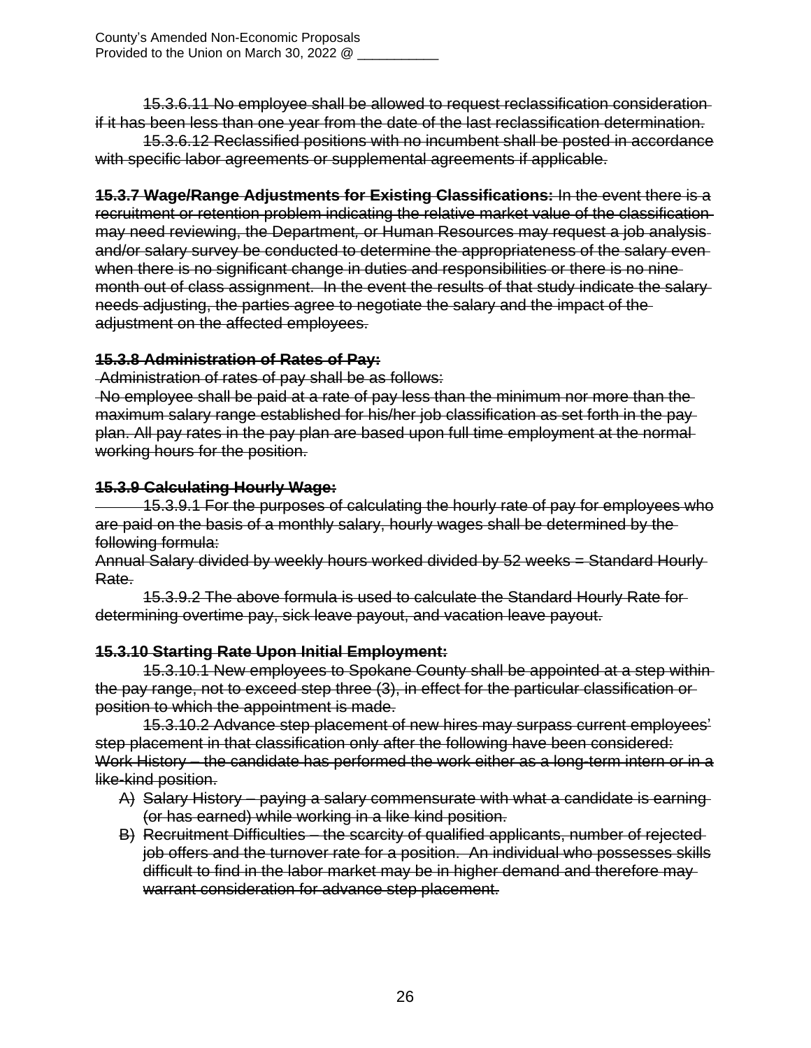~~15.3.6.11 No employee shall be allowed to request reclassification consideration if it has been less than one year from the date of the last reclassification determination.~~

~~15.3.6.12 Reclassified positions with no incumbent shall be posted in accordance with specific labor agreements or supplemental agreements if applicable.~~

**15.3.7 Wage/Range Adjustments for Existing Classifications:** ~~In the event there is a recruitment or retention problem indicating the relative market value of the classification may need reviewing, the Department, or Human Resources may request a job analysis and/or salary survey be conducted to determine the appropriateness of the salary even when there is no significant change in duties and responsibilities or there is no nine month out of class assignment. In the event the results of that study indicate the salary needs adjusting, the parties agree to negotiate the salary and the impact of the adjustment on the affected employees.~~

~~**15.3.8 Administration of Rates of Pay:**~~

~~Administration of rates of pay shall be as follows:~~

~~No employee shall be paid at a rate of pay less than the minimum nor more than the maximum salary range established for his/her job classification as set forth in the pay plan. All pay rates in the pay plan are based upon full time employment at the normal working hours for the position.~~

~~**15.3.9 Calculating Hourly Wage:**~~

~~15.3.9.1 For the purposes of calculating the hourly rate of pay for employees who are paid on the basis of a monthly salary, hourly wages shall be determined by the following formula:~~

~~Annual Salary divided by weekly hours worked divided by 52 weeks = Standard Hourly Rate.~~

~~15.3.9.2 The above formula is used to calculate the Standard Hourly Rate for determining overtime pay, sick leave payout, and vacation leave payout.~~

~~**15.3.10 Starting Rate Upon Initial Employment:**~~

~~15.3.10.1 New employees to Spokane County shall be appointed at a step within the pay range, not to exceed step three (3), in effect for the particular classification or position to which the appointment is made.~~

~~15.3.10.2 Advance step placement of new hires may surpass current employees' step placement in that classification only after the following have been considered:~~

~~Work History – the candidate has performed the work either as a long-term intern or in a like-kind position.~~

- A) ~~Salary History – paying a salary commensurate with what a candidate is earning (or has earned) while working in a like kind position.~~
- B) ~~Recruitment Difficulties – the scarcity of qualified applicants, number of rejected job offers and the turnover rate for a position. An individual who possesses skills difficult to find in the labor market may be in higher demand and therefore may warrant consideration for advance step placement.~~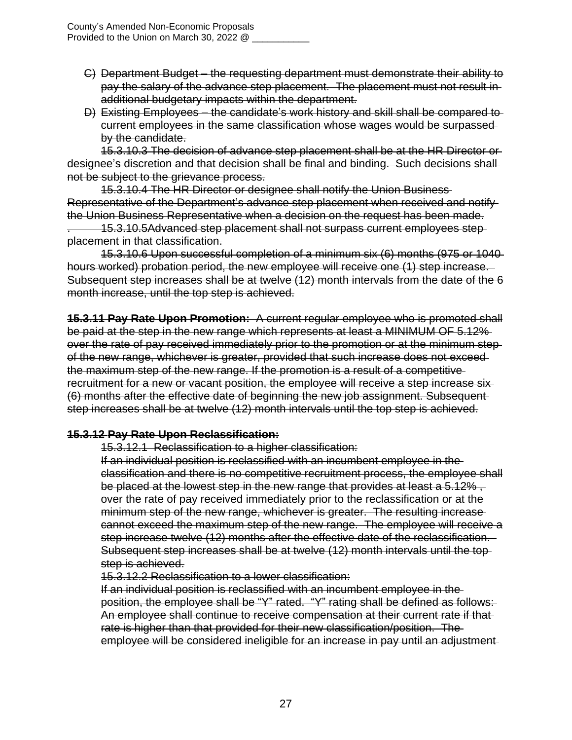- ~~C) Department Budget – the requesting department must demonstrate their ability to pay the salary of the advance step placement. The placement must not result in additional budgetary impacts within the department.~~
- ~~D) Existing Employees – the candidate's work history and skill shall be compared to current employees in the same classification whose wages would be surpassed by the candidate.~~

~~15.3.10.3 The decision of advance step placement shall be at the HR Director or designee's discretion and that decision shall be final and binding. Such decisions shall not be subject to the grievance process.~~

~~15.3.10.4 The HR Director or designee shall notify the Union Business Representative of the Department's advance step placement when received and notify the Union Business Representative when a decision on the request has been made.~~

~~. 15.3.10.5Advanced step placement shall not surpass current employees step placement in that classification.~~

~~15.3.10.6 Upon successful completion of a minimum six (6) months (975 or 1040 hours worked) probation period, the new employee will receive one (1) step increase. Subsequent step increases shall be at twelve (12) month intervals from the date of the 6 month increase, until the top step is achieved.~~

**15.3.11 Pay Rate Upon Promotion:** ~~A current regular employee who is promoted shall be paid at the step in the new range which represents at least a MINIMUM OF 5.12% over the rate of pay received immediately prior to the promotion or at the minimum step of the new range, whichever is greater, provided that such increase does not exceed the maximum step of the new range. If the promotion is a result of a competitive recruitment for a new or vacant position, the employee will receive a step increase six (6) months after the effective date of beginning the new job assignment. Subsequent step increases shall be at twelve (12) month intervals until the top step is achieved.~~

~~**15.3.12 Pay Rate Upon Reclassification:**~~

~~15.3.12.1 Reclassification to a higher classification:~~

~~If an individual position is reclassified with an incumbent employee in the classification and there is no competitive recruitment process, the employee shall be placed at the lowest step in the new range that provides at least a 5.12% , over the rate of pay received immediately prior to the reclassification or at the minimum step of the new range, whichever is greater. The resulting increase cannot exceed the maximum step of the new range. The employee will receive a step increase twelve (12) months after the effective date of the reclassification. Subsequent step increases shall be at twelve (12) month intervals until the top step is achieved.~~

~~15.3.12.2 Reclassification to a lower classification:~~

~~If an individual position is reclassified with an incumbent employee in the position, the employee shall be "Y" rated. "Y" rating shall be defined as follows: An employee shall continue to receive compensation at their current rate if that rate is higher than that provided for their new classification/position. The employee will be considered ineligible for an increase in pay until an adjustment~~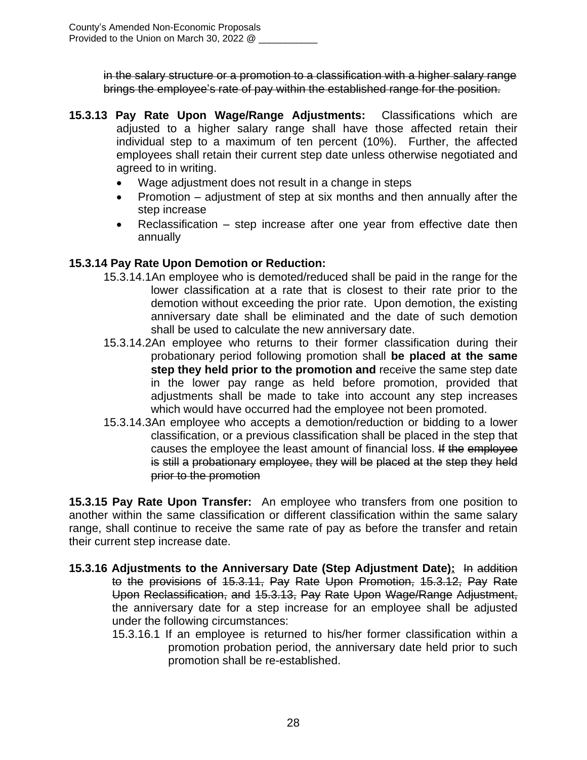~~in the salary structure or a promotion to a classification with a higher salary range brings the employee's rate of pay within the established range for the position.~~

**15.3.13 Pay Rate Upon Wage/Range Adjustments:** Classifications which are adjusted to a higher salary range shall have those affected retain their individual step to a maximum of ten percent (10%). Further, the affected employees shall retain their current step date unless otherwise negotiated and agreed to in writing.

- Wage adjustment does not result in a change in steps
- Promotion – adjustment of step at six months and then annually after the step increase
- Reclassification – step increase after one year from effective date then annually

**15.3.14 Pay Rate Upon Demotion or Reduction:**

15.3.14.1 An employee who is demoted/reduced shall be paid in the range for the lower classification at a rate that is closest to their rate prior to the demotion without exceeding the prior rate. Upon demotion, the existing anniversary date shall be eliminated and the date of such demotion shall be used to calculate the new anniversary date.

15.3.14.2 An employee who returns to their former classification during their probationary period following promotion shall **be placed at the same step they held prior to the promotion and** receive the same step date in the lower pay range as held before promotion, provided that adjustments shall be made to take into account any step increases which would have occurred had the employee not been promoted.

15.3.14.3 An employee who accepts a demotion/reduction or bidding to a lower classification, or a previous classification shall be placed in the step that causes the employee the least amount of financial loss. ~~If the employee is still a probationary employee, they will be placed at the step they held prior to the promotion~~

**15.3.15 Pay Rate Upon Transfer:** An employee who transfers from one position to another within the same classification or different classification within the same salary range, shall continue to receive the same rate of pay as before the transfer and retain their current step increase date.

**15.3.16 Adjustments to the Anniversary Date (Step Adjustment Date):** ~~In addition to the provisions of 15.3.11, Pay Rate Upon Promotion, 15.3.12, Pay Rate Upon Reclassification, and 15.3.13, Pay Rate Upon Wage/Range Adjustment,~~ the anniversary date for a step increase for an employee shall be adjusted under the following circumstances:

15.3.16.1 If an employee is returned to his/her former classification within a promotion probation period, the anniversary date held prior to such promotion shall be re-established.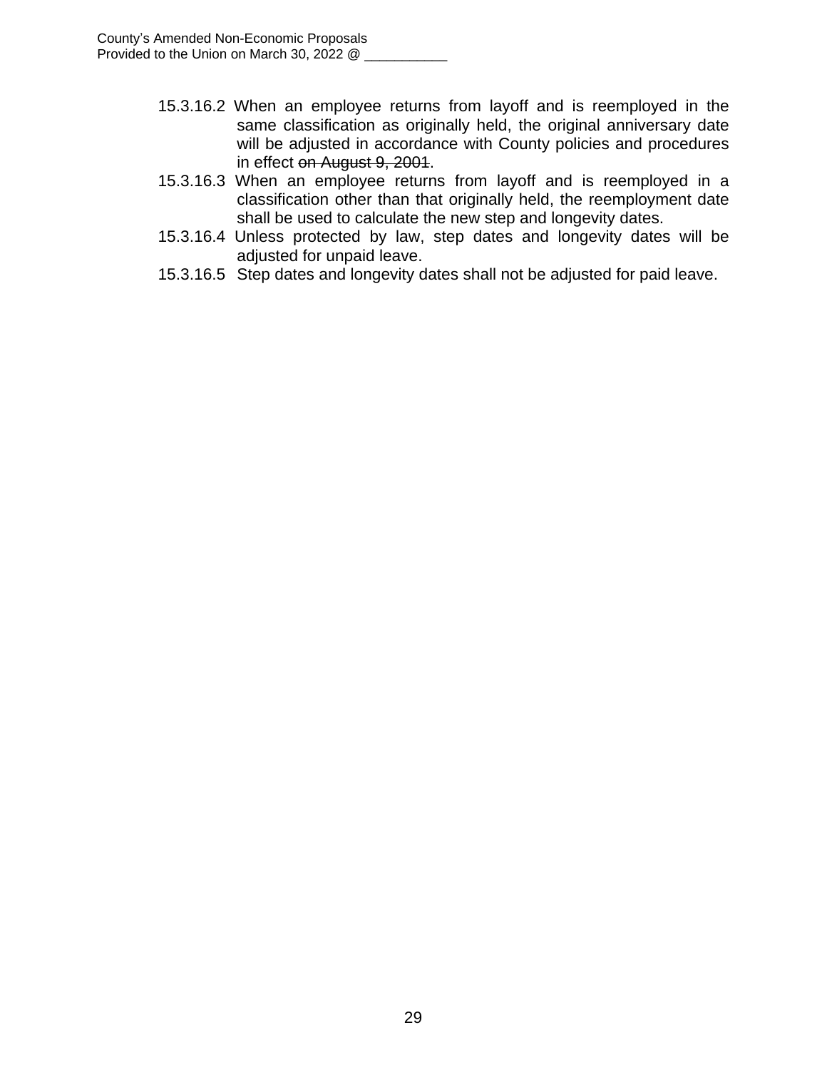15.3.16.2 When an employee returns from layoff and is reemployed in the same classification as originally held, the original anniversary date will be adjusted in accordance with County policies and procedures in effect ~~on August 9, 2001~~.

15.3.16.3 When an employee returns from layoff and is reemployed in a classification other than that originally held, the reemployment date shall be used to calculate the new step and longevity dates.

15.3.16.4 Unless protected by law, step dates and longevity dates will be adjusted for unpaid leave.

15.3.16.5 Step dates and longevity dates shall not be adjusted for paid leave.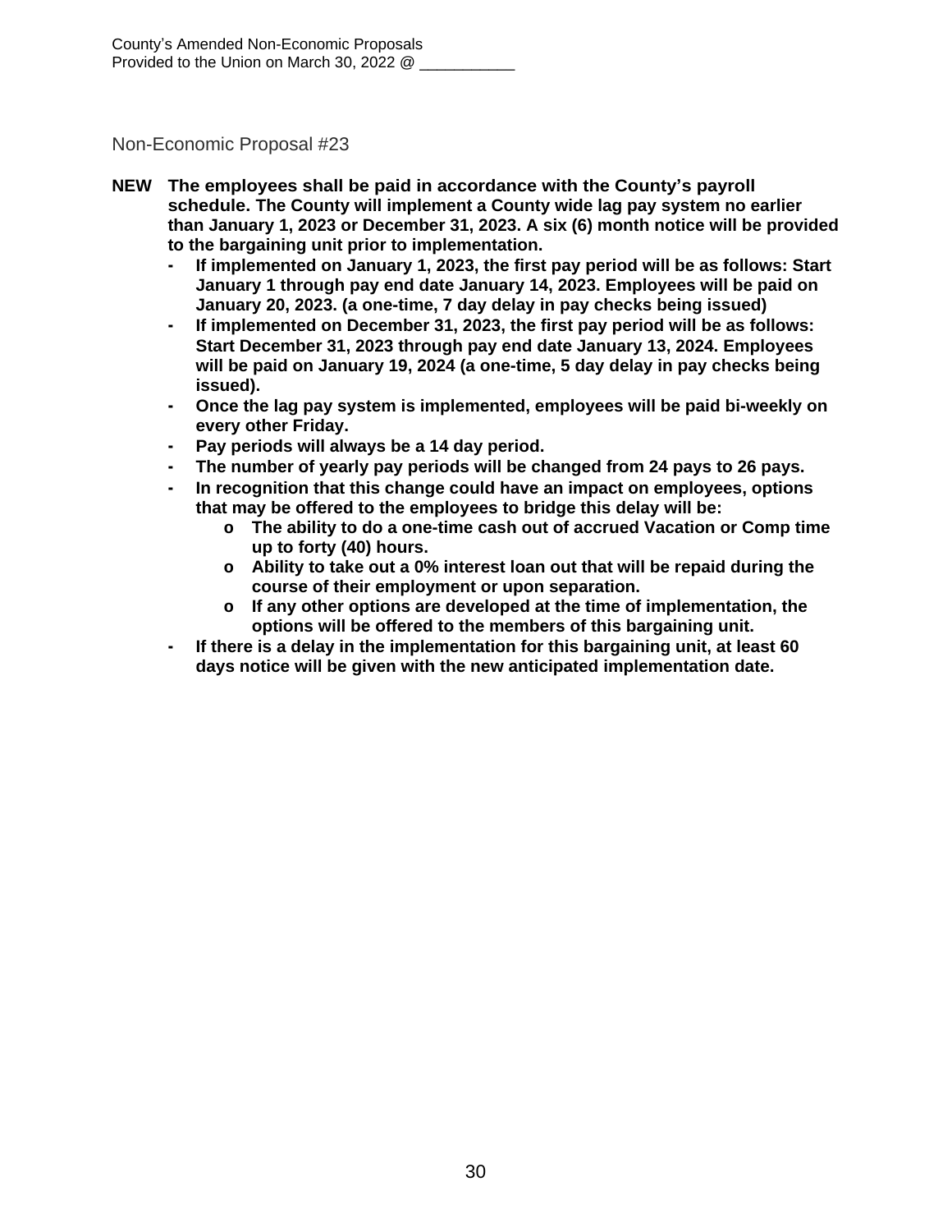Non-Economic Proposal #23

**NEW** **The employees shall be paid in accordance with the County's payroll schedule. The County will implement a County wide lag pay system no earlier than January 1, 2023 or December 31, 2023. A six (6) month notice will be provided to the bargaining unit prior to implementation.**

- **If implemented on January 1, 2023, the first pay period will be as follows: Start January 1 through pay end date January 14, 2023. Employees will be paid on January 20, 2023. (a one-time, 7 day delay in pay checks being issued)**
- **If implemented on December 31, 2023, the first pay period will be as follows: Start December 31, 2023 through pay end date January 13, 2024. Employees will be paid on January 19, 2024 (a one-time, 5 day delay in pay checks being issued).**
- **Once the lag pay system is implemented, employees will be paid bi-weekly on every other Friday.**
- **Pay periods will always be a 14 day period.**
- **The number of yearly pay periods will be changed from 24 pays to 26 pays.**
- **In recognition that this change could have an impact on employees, options that may be offered to the employees to bridge this delay will be:**
  - **The ability to do a one-time cash out of accrued Vacation or Comp time up to forty (40) hours.**
  - **Ability to take out a 0% interest loan out that will be repaid during the course of their employment or upon separation.**
  - **If any other options are developed at the time of implementation, the options will be offered to the members of this bargaining unit.**
- **If there is a delay in the implementation for this bargaining unit, at least 60 days notice will be given with the new anticipated implementation date.**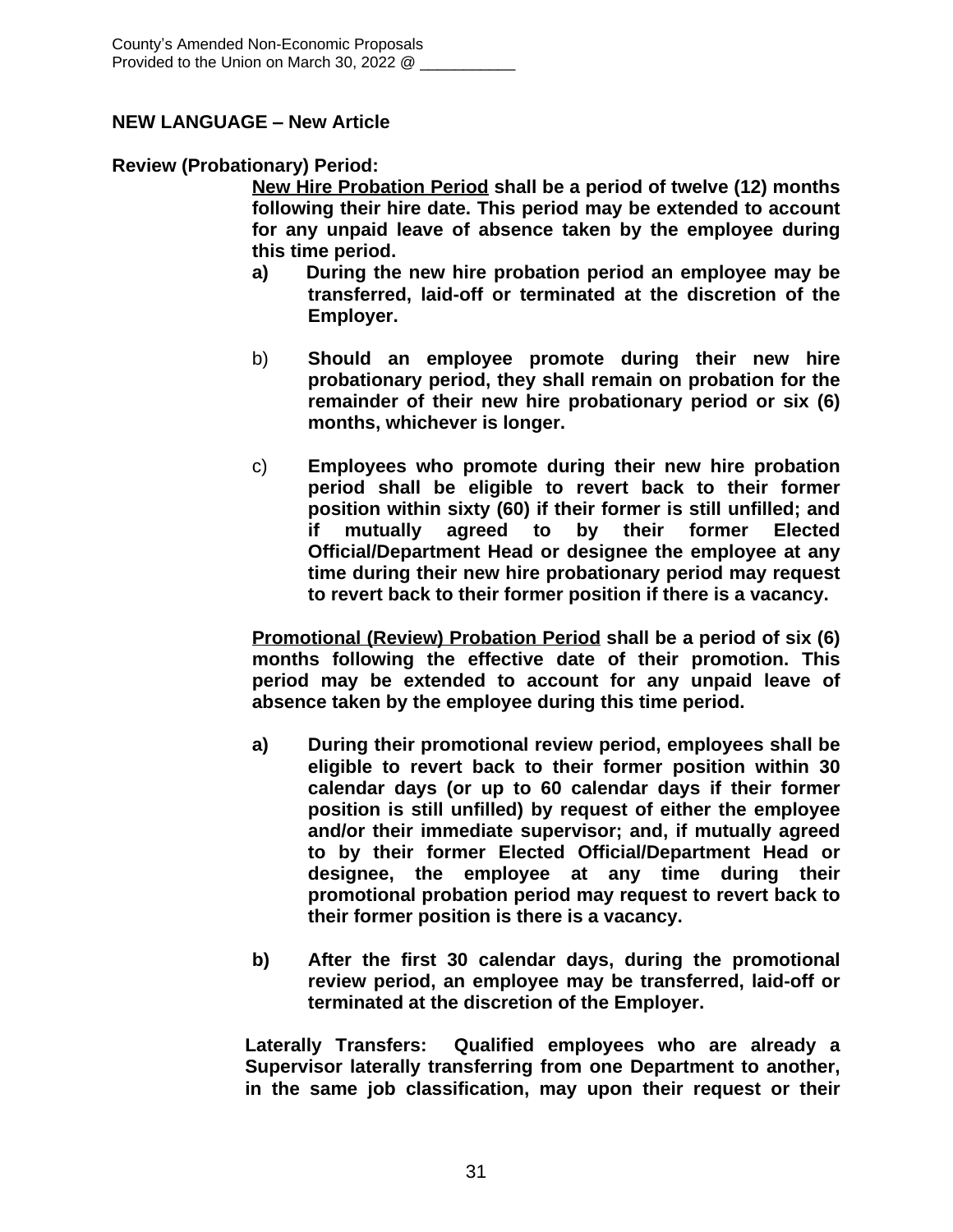**NEW LANGUAGE – New Article**

**Review (Probationary) Period:**

**<u>New Hire Probation Period</u> shall be a period of twelve (12) months following their hire date. This period may be extended to account for any unpaid leave of absence taken by the employee during this time period.**

**a)** **During the new hire probation period an employee may be transferred, laid-off or terminated at the discretion of the Employer.**

b) **Should an employee promote during their new hire probationary period, they shall remain on probation for the remainder of their new hire probationary period or six (6) months, whichever is longer.**

c) **Employees who promote during their new hire probation period shall be eligible to revert back to their former position within sixty (60) if their former is still unfilled; and if mutually agreed to by their former Elected Official/Department Head or designee the employee at any time during their new hire probationary period may request to revert back to their former position if there is a vacancy.**

**<u>Promotional (Review) Probation Period</u> shall be a period of six (6) months following the effective date of their promotion. This period may be extended to account for any unpaid leave of absence taken by the employee during this time period.**

**a)** **During their promotional review period, employees shall be eligible to revert back to their former position within 30 calendar days (or up to 60 calendar days if their former position is still unfilled) by request of either the employee and/or their immediate supervisor; and, if mutually agreed to by their former Elected Official/Department Head or designee, the employee at any time during their promotional probation period may request to revert back to their former position is there is a vacancy.**

**b)** **After the first 30 calendar days, during the promotional review period, an employee may be transferred, laid-off or terminated at the discretion of the Employer.**

**Laterally Transfers: Qualified employees who are already a Supervisor laterally transferring from one Department to another, in the same job classification, may upon their request or their**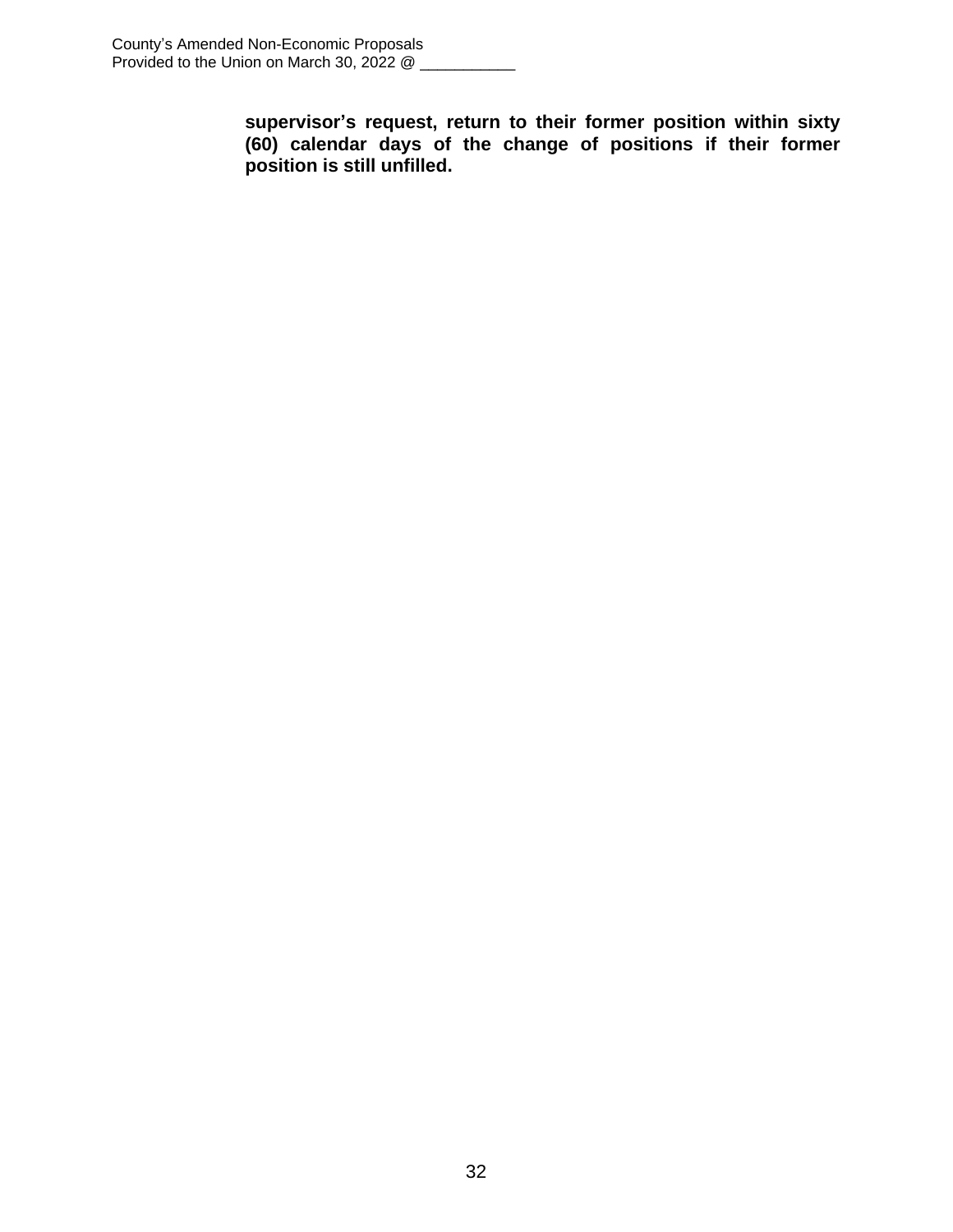**supervisor's request, return to their former position within sixty (60) calendar days of the change of positions if their former position is still unfilled.**